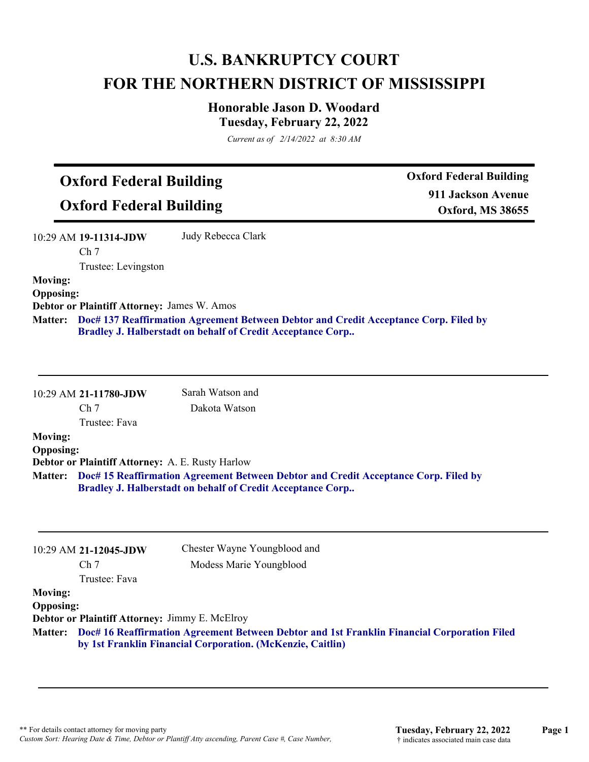# U.S. BANKRUPTCY COURT
# FOR THE NORTHERN DISTRICT OF MISSISSIPPI

### Honorable Jason D. Woodard
### Tuesday, February 22, 2022

*Current as of 2/14/2022 at 8:30 AM*

---

## Oxford Federal Building
## Oxford Federal Building

**Oxford Federal Building**
**911 Jackson Avenue**
**Oxford, MS 38655**

---

10:29 AM **19-11314-JDW** Judy Rebecca Clark
Ch 7
Trustee: Levingston

**Moving:**
**Opposing:**
**Debtor or Plaintiff Attorney:** James W. Amos
**Matter:** **Doc# 137 Reaffirmation Agreement Between Debtor and Credit Acceptance Corp. Filed by Bradley J. Halberstadt on behalf of Credit Acceptance Corp..**

---

10:29 AM **21-11780-JDW** Sarah Watson and Dakota Watson
Ch 7
Trustee: Fava

**Moving:**
**Opposing:**
**Debtor or Plaintiff Attorney:** A. E. Rusty Harlow
**Matter:** **Doc# 15 Reaffirmation Agreement Between Debtor and Credit Acceptance Corp. Filed by Bradley J. Halberstadt on behalf of Credit Acceptance Corp..**

---

10:29 AM **21-12045-JDW** Chester Wayne Youngblood and Modess Marie Youngblood
Ch 7
Trustee: Fava

**Moving:**
**Opposing:**
**Debtor or Plaintiff Attorney:** Jimmy E. McElroy
**Matter:** **Doc# 16 Reaffirmation Agreement Between Debtor and 1st Franklin Financial Corporation Filed by 1st Franklin Financial Corporation. (McKenzie, Caitlin)**

---

** For details contact attorney for moving party
*Custom Sort: Hearing Date & Time, Debtor or Plantiff Atty ascending, Parent Case #, Case Number,*
† indicates associated main case data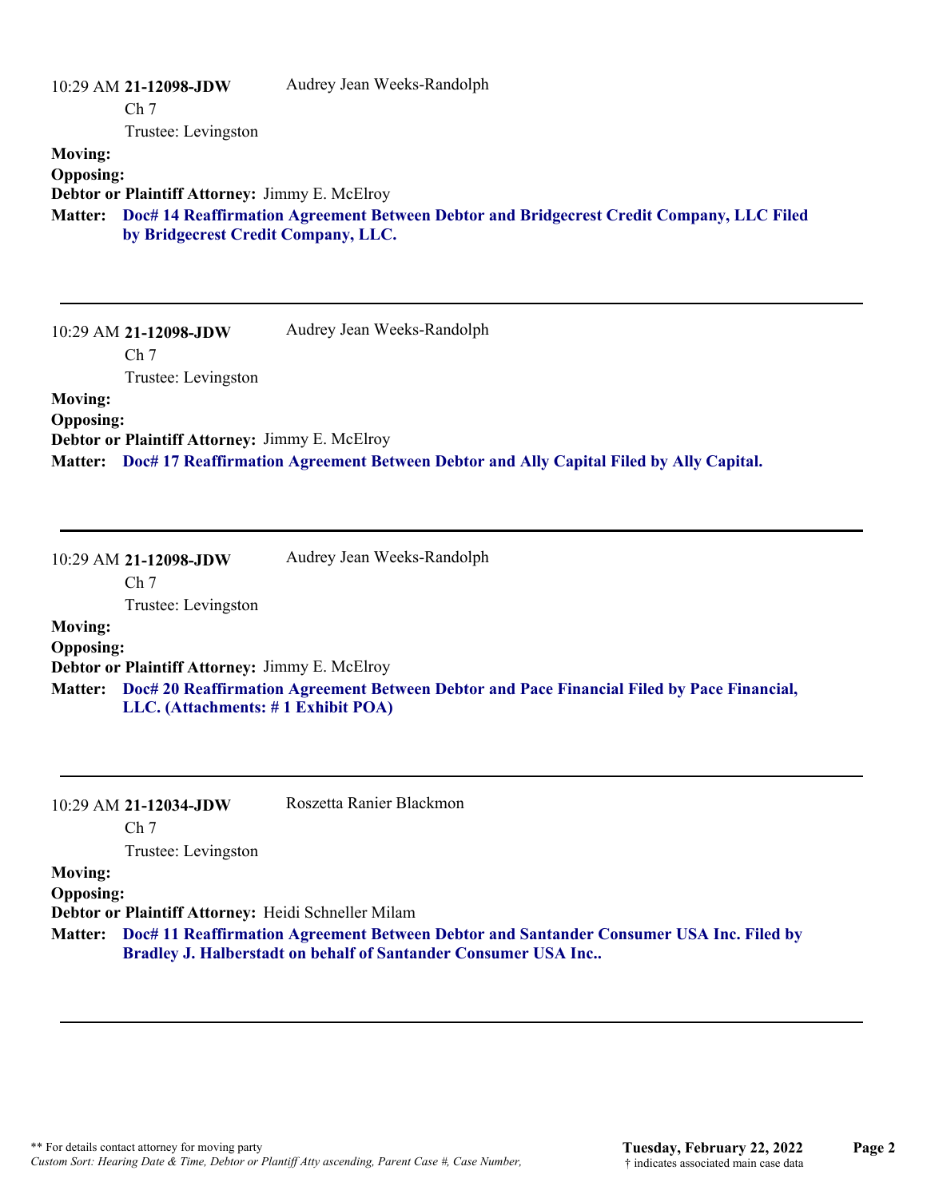10:29 AM **21-12098-JDW** Audrey Jean Weeks-Randolph
Ch 7
Trustee: Levingston

**Moving:**
**Opposing:**
**Debtor or Plaintiff Attorney:** Jimmy E. McElroy
**Matter:** **Doc# 14 Reaffirmation Agreement Between Debtor and Bridgecrest Credit Company, LLC Filed by Bridgecrest Credit Company, LLC.**

---

10:29 AM **21-12098-JDW** Audrey Jean Weeks-Randolph
Ch 7
Trustee: Levingston

**Moving:**
**Opposing:**
**Debtor or Plaintiff Attorney:** Jimmy E. McElroy
**Matter:** **Doc# 17 Reaffirmation Agreement Between Debtor and Ally Capital Filed by Ally Capital.**

---

10:29 AM **21-12098-JDW** Audrey Jean Weeks-Randolph
Ch 7
Trustee: Levingston

**Moving:**
**Opposing:**
**Debtor or Plaintiff Attorney:** Jimmy E. McElroy
**Matter:** **Doc# 20 Reaffirmation Agreement Between Debtor and Pace Financial Filed by Pace Financial, LLC. (Attachments: # 1 Exhibit POA)**

---

10:29 AM **21-12034-JDW** Roszetta Ranier Blackmon
Ch 7
Trustee: Levingston

**Moving:**
**Opposing:**
**Debtor or Plaintiff Attorney:** Heidi Schneller Milam
**Matter:** **Doc# 11 Reaffirmation Agreement Between Debtor and Santander Consumer USA Inc. Filed by Bradley J. Halberstadt on behalf of Santander Consumer USA Inc..**

---

** For details contact attorney for moving party
*Custom Sort: Hearing Date & Time, Debtor or Plantiff Atty ascending, Parent Case #, Case Number,*

**Tuesday, February 22, 2022**
† indicates associated main case data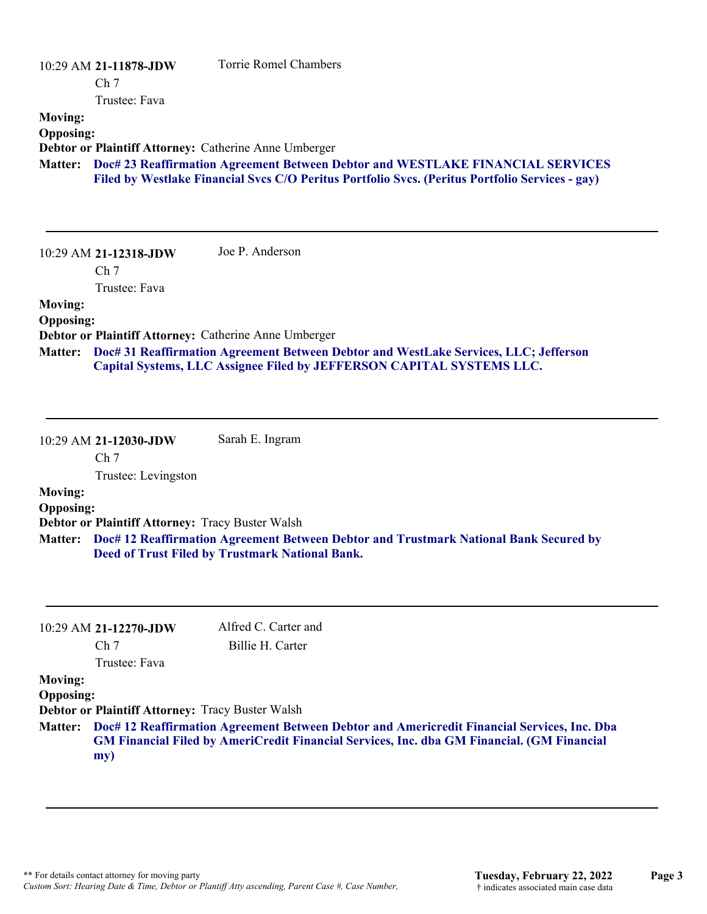10:29 AM **21-11878-JDW** Torrie Romel Chambers
Ch 7
Trustee: Fava

**Moving:**
**Opposing:**
**Debtor or Plaintiff Attorney:** Catherine Anne Umberger
**Matter:** **Doc# 23 Reaffirmation Agreement Between Debtor and WESTLAKE FINANCIAL SERVICES Filed by Westlake Financial Svcs C/O Peritus Portfolio Svcs. (Peritus Portfolio Services - gay)**

---

10:29 AM **21-12318-JDW** Joe P. Anderson
Ch 7
Trustee: Fava

**Moving:**
**Opposing:**
**Debtor or Plaintiff Attorney:** Catherine Anne Umberger
**Matter:** **Doc# 31 Reaffirmation Agreement Between Debtor and WestLake Services, LLC; Jefferson Capital Systems, LLC Assignee Filed by JEFFERSON CAPITAL SYSTEMS LLC.**

---

10:29 AM **21-12030-JDW** Sarah E. Ingram
Ch 7
Trustee: Levingston

**Moving:**
**Opposing:**
**Debtor or Plaintiff Attorney:** Tracy Buster Walsh
**Matter:** **Doc# 12 Reaffirmation Agreement Between Debtor and Trustmark National Bank Secured by Deed of Trust Filed by Trustmark National Bank.**

---

10:29 AM **21-12270-JDW** Alfred C. Carter and Billie H. Carter
Ch 7
Trustee: Fava

**Moving:**
**Opposing:**
**Debtor or Plaintiff Attorney:** Tracy Buster Walsh
**Matter:** **Doc# 12 Reaffirmation Agreement Between Debtor and Americredit Financial Services, Inc. Dba GM Financial Filed by AmeriCredit Financial Services, Inc. dba GM Financial. (GM Financial my)**

---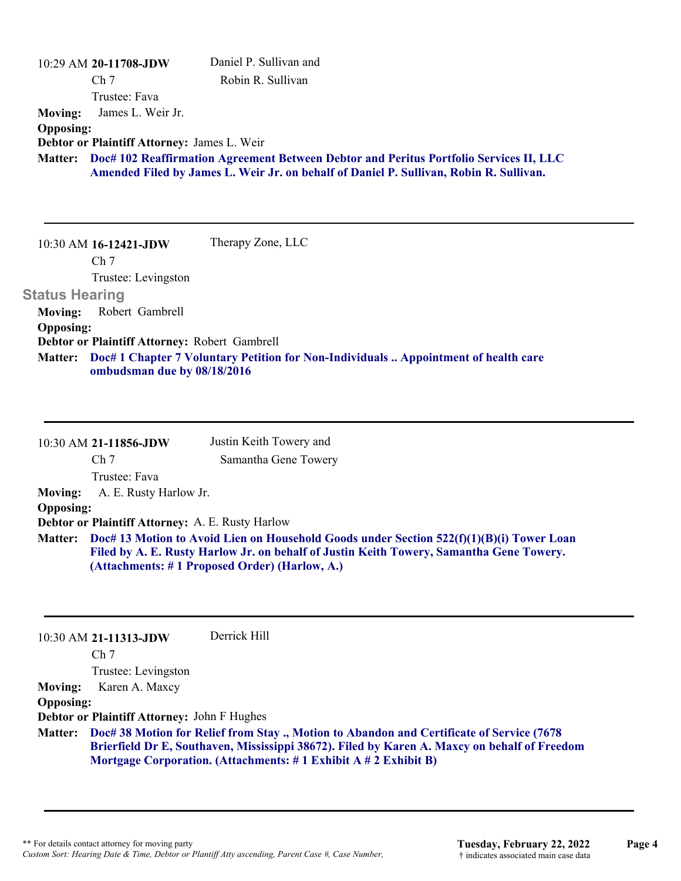10:29 AM **20-11708-JDW** Daniel P. Sullivan and Robin R. Sullivan

Ch 7

Trustee: Fava

**Moving:** James L. Weir Jr.

**Opposing:**

**Debtor or Plaintiff Attorney:** James L. Weir

**Matter:** **Doc# 102 Reaffirmation Agreement Between Debtor and Peritus Portfolio Services II, LLC Amended Filed by James L. Weir Jr. on behalf of Daniel P. Sullivan, Robin R. Sullivan.**

---

10:30 AM **16-12421-JDW** Therapy Zone, LLC

Ch 7

Trustee: Levingston

**Status Hearing**

**Moving:** Robert Gambrell

**Opposing:**

**Debtor or Plaintiff Attorney:** Robert Gambrell

**Matter:** **Doc# 1 Chapter 7 Voluntary Petition for Non-Individuals .. Appointment of health care ombudsman due by 08/18/2016**

---

10:30 AM **21-11856-JDW** Justin Keith Towery and Samantha Gene Towery

Ch 7

Trustee: Fava

**Moving:** A. E. Rusty Harlow Jr.

**Opposing:**

**Debtor or Plaintiff Attorney:** A. E. Rusty Harlow

**Matter:** **Doc# 13 Motion to Avoid Lien on Household Goods under Section 522(f)(1)(B)(i) Tower Loan Filed by A. E. Rusty Harlow Jr. on behalf of Justin Keith Towery, Samantha Gene Towery. (Attachments: # 1 Proposed Order) (Harlow, A.)**

---

10:30 AM **21-11313-JDW** Derrick Hill

Ch 7

Trustee: Levingston

**Moving:** Karen A. Maxcy

**Opposing:**

**Debtor or Plaintiff Attorney:** John F Hughes

**Matter:** **Doc# 38 Motion for Relief from Stay ., Motion to Abandon and Certificate of Service (7678 Brierfield Dr E, Southaven, Mississippi 38672). Filed by Karen A. Maxcy on behalf of Freedom Mortgage Corporation. (Attachments: # 1 Exhibit A # 2 Exhibit B)**

---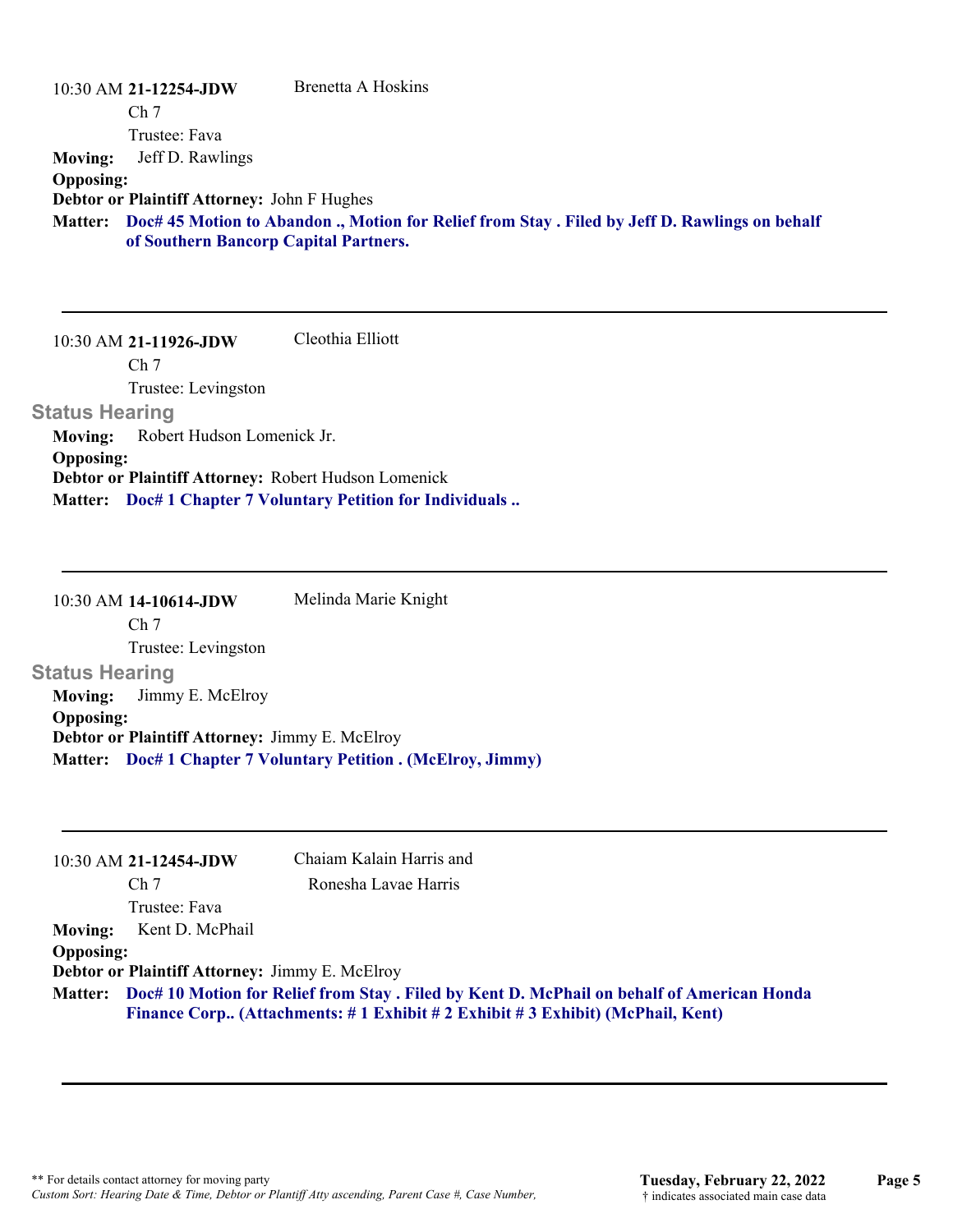10:30 AM **21-12254-JDW** Brenetta A Hoskins

Ch 7

Trustee: Fava

**Moving:** Jeff D. Rawlings

**Opposing:**

**Debtor or Plaintiff Attorney:** John F Hughes

**Matter:** **Doc# 45 Motion to Abandon ., Motion for Relief from Stay . Filed by Jeff D. Rawlings on behalf of Southern Bancorp Capital Partners.**

---

10:30 AM **21-11926-JDW** Cleothia Elliott

Ch 7

Trustee: Levingston

**Status Hearing**

**Moving:** Robert Hudson Lomenick Jr.

**Opposing:**

**Debtor or Plaintiff Attorney:** Robert Hudson Lomenick

**Matter:** **Doc# 1 Chapter 7 Voluntary Petition for Individuals ..**

---

10:30 AM **14-10614-JDW** Melinda Marie Knight

Ch 7

Trustee: Levingston

**Status Hearing**

**Moving:** Jimmy E. McElroy

**Opposing:**

**Debtor or Plaintiff Attorney:** Jimmy E. McElroy

**Matter:** **Doc# 1 Chapter 7 Voluntary Petition . (McElroy, Jimmy)**

---

10:30 AM **21-12454-JDW** Chaiam Kalain Harris and Ronesha Lavae Harris

Ch 7

Trustee: Fava

**Moving:** Kent D. McPhail

**Opposing:**

**Debtor or Plaintiff Attorney:** Jimmy E. McElroy

**Matter:** **Doc# 10 Motion for Relief from Stay . Filed by Kent D. McPhail on behalf of American Honda Finance Corp.. (Attachments: # 1 Exhibit # 2 Exhibit # 3 Exhibit) (McPhail, Kent)**

---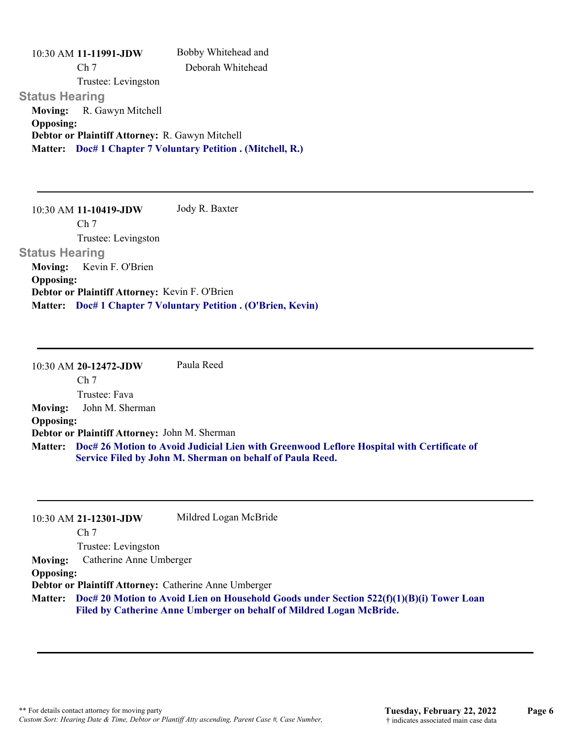10:30 AM **11-11991-JDW** Bobby Whitehead and Deborah Whitehead

Ch 7

Trustee: Levingston

### Status Hearing

**Moving:** R. Gawyn Mitchell

**Opposing:**

**Debtor or Plaintiff Attorney:** R. Gawyn Mitchell

**Matter:** **Doc# 1 Chapter 7 Voluntary Petition . (Mitchell, R.)**

---

10:30 AM **11-10419-JDW** Jody R. Baxter

Ch 7

Trustee: Levingston

### Status Hearing

**Moving:** Kevin F. O'Brien

**Opposing:**

**Debtor or Plaintiff Attorney:** Kevin F. O'Brien

**Matter:** **Doc# 1 Chapter 7 Voluntary Petition . (O'Brien, Kevin)**

---

10:30 AM **20-12472-JDW** Paula Reed

Ch 7

Trustee: Fava

**Moving:** John M. Sherman

**Opposing:**

**Debtor or Plaintiff Attorney:** John M. Sherman

**Matter:** **Doc# 26 Motion to Avoid Judicial Lien with Greenwood Leflore Hospital with Certificate of Service Filed by John M. Sherman on behalf of Paula Reed.**

---

10:30 AM **21-12301-JDW** Mildred Logan McBride

Ch 7

Trustee: Levingston

**Moving:** Catherine Anne Umberger

**Opposing:**

**Debtor or Plaintiff Attorney:** Catherine Anne Umberger

**Matter:** **Doc# 20 Motion to Avoid Lien on Household Goods under Section 522(f)(1)(B)(i) Tower Loan Filed by Catherine Anne Umberger on behalf of Mildred Logan McBride.**

---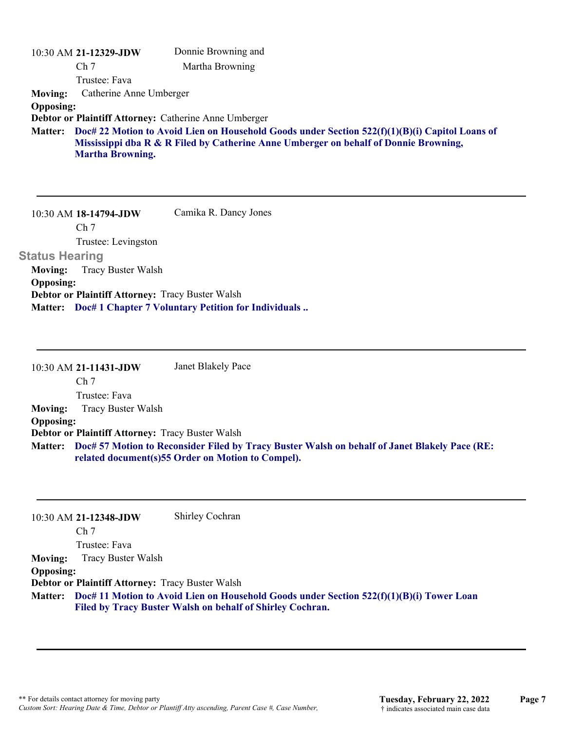10:30 AM **21-12329-JDW** Donnie Browning and Martha Browning

Ch 7

Trustee: Fava

**Moving:** Catherine Anne Umberger

**Opposing:**

**Debtor or Plaintiff Attorney:** Catherine Anne Umberger

**Matter:** **Doc# 22 Motion to Avoid Lien on Household Goods under Section 522(f)(1)(B)(i) Capitol Loans of Mississippi dba R & R Filed by Catherine Anne Umberger on behalf of Donnie Browning, Martha Browning.**

---

10:30 AM **18-14794-JDW** Camika R. Dancy Jones

Ch 7

Trustee: Levingston

**Status Hearing**

**Moving:** Tracy Buster Walsh

**Opposing:**

**Debtor or Plaintiff Attorney:** Tracy Buster Walsh

**Matter:** **Doc# 1 Chapter 7 Voluntary Petition for Individuals ..**

---

10:30 AM **21-11431-JDW** Janet Blakely Pace

Ch 7

Trustee: Fava

**Moving:** Tracy Buster Walsh

**Opposing:**

**Debtor or Plaintiff Attorney:** Tracy Buster Walsh

**Matter:** **Doc# 57 Motion to Reconsider Filed by Tracy Buster Walsh on behalf of Janet Blakely Pace (RE: related document(s)55 Order on Motion to Compel).**

---

10:30 AM **21-12348-JDW** Shirley Cochran

Ch 7

Trustee: Fava

**Moving:** Tracy Buster Walsh

**Opposing:**

**Debtor or Plaintiff Attorney:** Tracy Buster Walsh

**Matter:** **Doc# 11 Motion to Avoid Lien on Household Goods under Section 522(f)(1)(B)(i) Tower Loan Filed by Tracy Buster Walsh on behalf of Shirley Cochran.**

---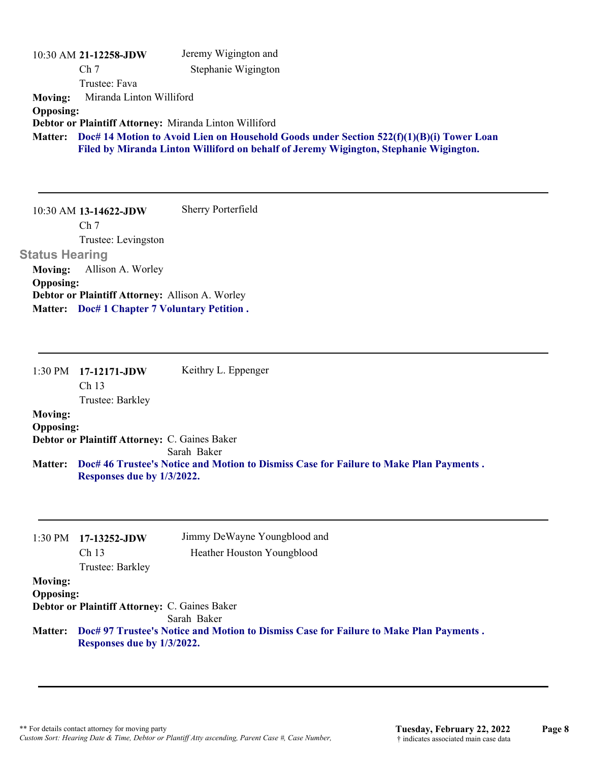10:30 AM **21-12258-JDW** Jeremy Wigington and Stephanie Wigington
Ch 7
Trustee: Fava

**Moving:** Miranda Linton Williford
**Opposing:**
**Debtor or Plaintiff Attorney:** Miranda Linton Williford
**Matter:** **Doc# 14 Motion to Avoid Lien on Household Goods under Section 522(f)(1)(B)(i) Tower Loan Filed by Miranda Linton Williford on behalf of Jeremy Wigington, Stephanie Wigington.**

---

10:30 AM **13-14622-JDW** Sherry Porterfield
Ch 7
Trustee: Levingston

**Status Hearing**

**Moving:** Allison A. Worley
**Opposing:**
**Debtor or Plaintiff Attorney:** Allison A. Worley
**Matter:** **Doc# 1 Chapter 7 Voluntary Petition .**

---

1:30 PM **17-12171-JDW** Keithry L. Eppenger
Ch 13
Trustee: Barkley

**Moving:**
**Opposing:**
**Debtor or Plaintiff Attorney:** C. Gaines Baker
Sarah Baker
**Matter:** **Doc# 46 Trustee's Notice and Motion to Dismiss Case for Failure to Make Plan Payments . Responses due by 1/3/2022.**

---

1:30 PM **17-13252-JDW** Jimmy DeWayne Youngblood and Heather Houston Youngblood
Ch 13
Trustee: Barkley

**Moving:**
**Opposing:**
**Debtor or Plaintiff Attorney:** C. Gaines Baker
Sarah Baker
**Matter:** **Doc# 97 Trustee's Notice and Motion to Dismiss Case for Failure to Make Plan Payments . Responses due by 1/3/2022.**

---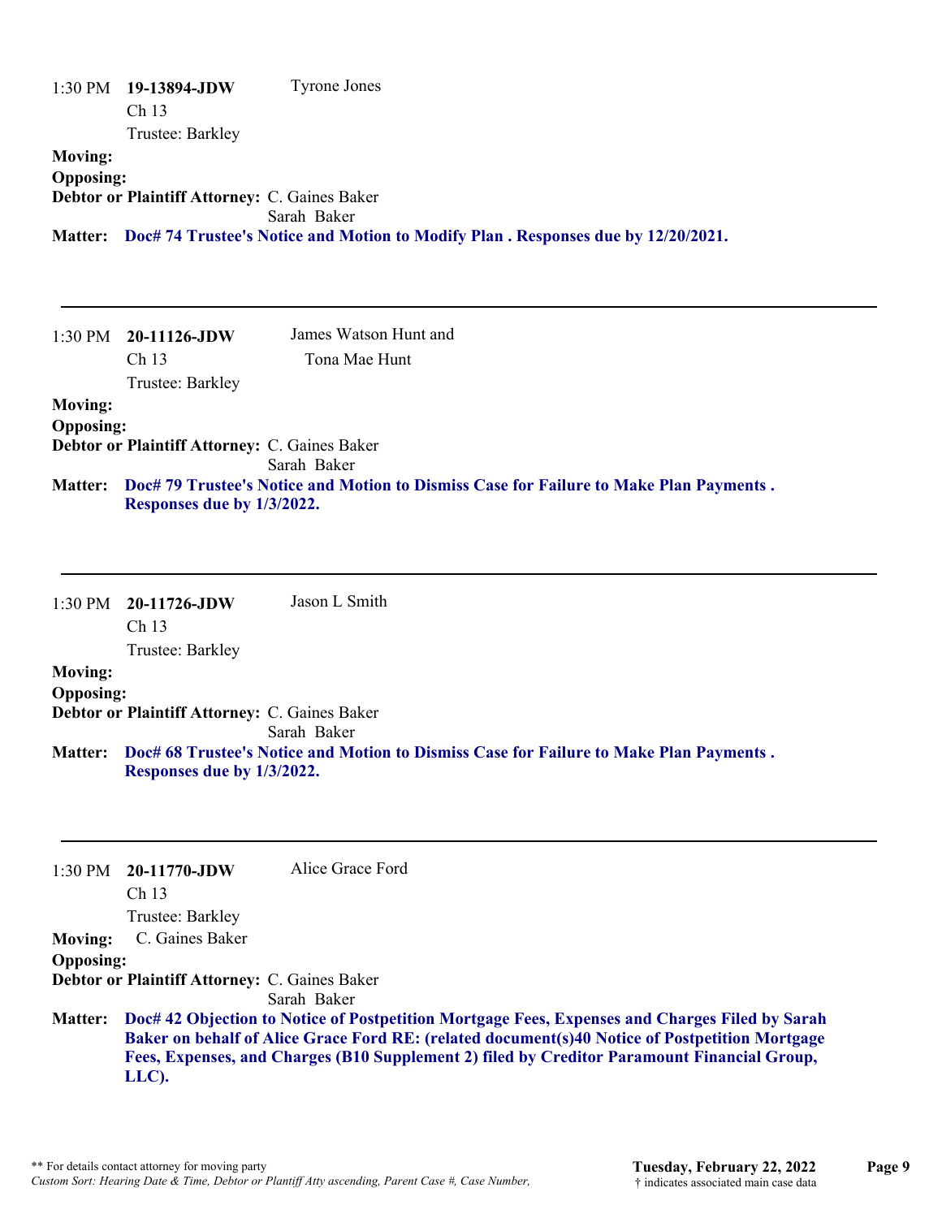1:30 PM **19-13894-JDW** Tyrone Jones
Ch 13
Trustee: Barkley

**Moving:**
**Opposing:**
**Debtor or Plaintiff Attorney:** C. Gaines Baker
Sarah Baker

**Matter:** **Doc# 74 Trustee's Notice and Motion to Modify Plan . Responses due by 12/20/2021.**

---

1:30 PM **20-11126-JDW** James Watson Hunt and
Tona Mae Hunt
Ch 13
Trustee: Barkley

**Moving:**
**Opposing:**
**Debtor or Plaintiff Attorney:** C. Gaines Baker
Sarah Baker

**Matter:** **Doc# 79 Trustee's Notice and Motion to Dismiss Case for Failure to Make Plan Payments . Responses due by 1/3/2022.**

---

1:30 PM **20-11726-JDW** Jason L Smith
Ch 13
Trustee: Barkley

**Moving:**
**Opposing:**
**Debtor or Plaintiff Attorney:** C. Gaines Baker
Sarah Baker

**Matter:** **Doc# 68 Trustee's Notice and Motion to Dismiss Case for Failure to Make Plan Payments . Responses due by 1/3/2022.**

---

1:30 PM **20-11770-JDW** Alice Grace Ford
Ch 13
Trustee: Barkley

**Moving:** C. Gaines Baker
**Opposing:**
**Debtor or Plaintiff Attorney:** C. Gaines Baker
Sarah Baker

**Matter:** **Doc# 42 Objection to Notice of Postpetition Mortgage Fees, Expenses and Charges Filed by Sarah Baker on behalf of Alice Grace Ford RE: (related document(s)40 Notice of Postpetition Mortgage Fees, Expenses, and Charges (B10 Supplement 2) filed by Creditor Paramount Financial Group, LLC).**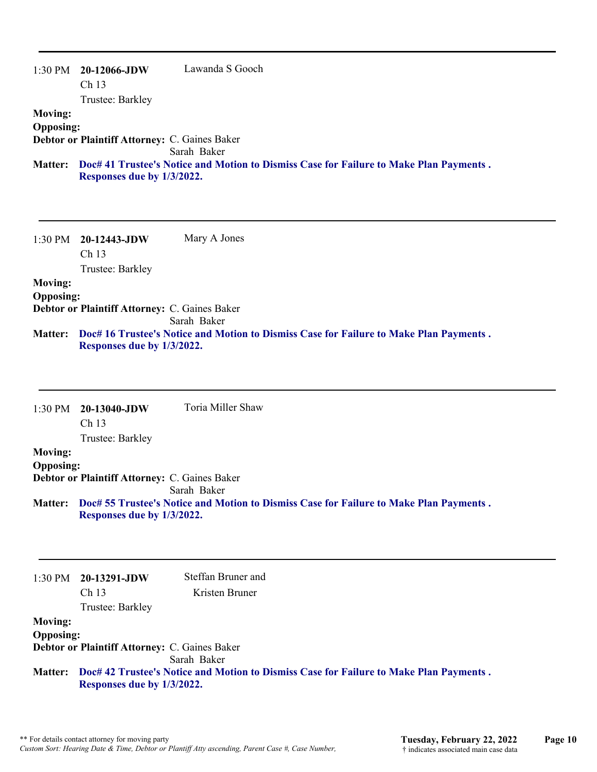---

1:30 PM **20-12066-JDW** Lawanda S Gooch
Ch 13
Trustee: Barkley

**Moving:**
**Opposing:**
**Debtor or Plaintiff Attorney:** C. Gaines Baker
Sarah Baker

**Matter:** **Doc# 41 Trustee's Notice and Motion to Dismiss Case for Failure to Make Plan Payments . Responses due by 1/3/2022.**

---

1:30 PM **20-12443-JDW** Mary A Jones
Ch 13
Trustee: Barkley

**Moving:**
**Opposing:**
**Debtor or Plaintiff Attorney:** C. Gaines Baker
Sarah Baker

**Matter:** **Doc# 16 Trustee's Notice and Motion to Dismiss Case for Failure to Make Plan Payments . Responses due by 1/3/2022.**

---

1:30 PM **20-13040-JDW** Toria Miller Shaw
Ch 13
Trustee: Barkley

**Moving:**
**Opposing:**
**Debtor or Plaintiff Attorney:** C. Gaines Baker
Sarah Baker

**Matter:** **Doc# 55 Trustee's Notice and Motion to Dismiss Case for Failure to Make Plan Payments . Responses due by 1/3/2022.**

---

1:30 PM **20-13291-JDW** Steffan Bruner and Kristen Bruner
Ch 13
Trustee: Barkley

**Moving:**
**Opposing:**
**Debtor or Plaintiff Attorney:** C. Gaines Baker
Sarah Baker

**Matter:** **Doc# 42 Trustee's Notice and Motion to Dismiss Case for Failure to Make Plan Payments . Responses due by 1/3/2022.**

** For details contact attorney for moving party
*Custom Sort: Hearing Date & Time, Debtor or Plantiff Atty ascending, Parent Case #, Case Number,*

**Tuesday, February 22, 2022**
† indicates associated main case data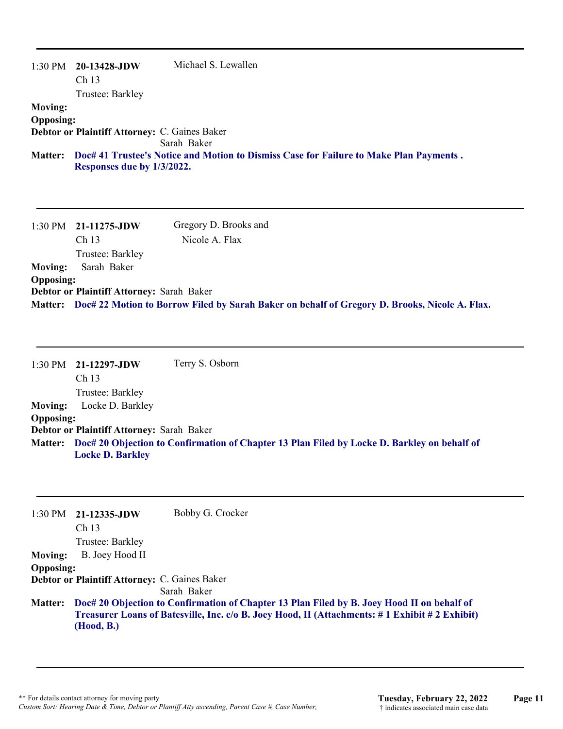1:30 PM **20-13428-JDW** Michael S. Lewallen
Ch 13
Trustee: Barkley

**Moving:**
**Opposing:**
**Debtor or Plaintiff Attorney:** C. Gaines Baker
Sarah Baker

**Matter:** **Doc# 41 Trustee's Notice and Motion to Dismiss Case for Failure to Make Plan Payments . Responses due by 1/3/2022.**

---

1:30 PM **21-11275-JDW** Gregory D. Brooks and Nicole A. Flax
Ch 13
Trustee: Barkley

**Moving:** Sarah Baker
**Opposing:**
**Debtor or Plaintiff Attorney:** Sarah Baker

**Matter:** **Doc# 22 Motion to Borrow Filed by Sarah Baker on behalf of Gregory D. Brooks, Nicole A. Flax.**

---

1:30 PM **21-12297-JDW** Terry S. Osborn
Ch 13
Trustee: Barkley

**Moving:** Locke D. Barkley
**Opposing:**
**Debtor or Plaintiff Attorney:** Sarah Baker

**Matter:** **Doc# 20 Objection to Confirmation of Chapter 13 Plan Filed by Locke D. Barkley on behalf of Locke D. Barkley**

---

1:30 PM **21-12335-JDW** Bobby G. Crocker
Ch 13
Trustee: Barkley

**Moving:** B. Joey Hood II
**Opposing:**
**Debtor or Plaintiff Attorney:** C. Gaines Baker
Sarah Baker

**Matter:** **Doc# 20 Objection to Confirmation of Chapter 13 Plan Filed by B. Joey Hood II on behalf of Treasurer Loans of Batesville, Inc. c/o B. Joey Hood, II (Attachments: # 1 Exhibit # 2 Exhibit) (Hood, B.)**

---

** For details contact attorney for moving party
*Custom Sort: Hearing Date & Time, Debtor or Plantiff Atty ascending, Parent Case #, Case Number,*

**Tuesday, February 22, 2022**
† indicates associated main case data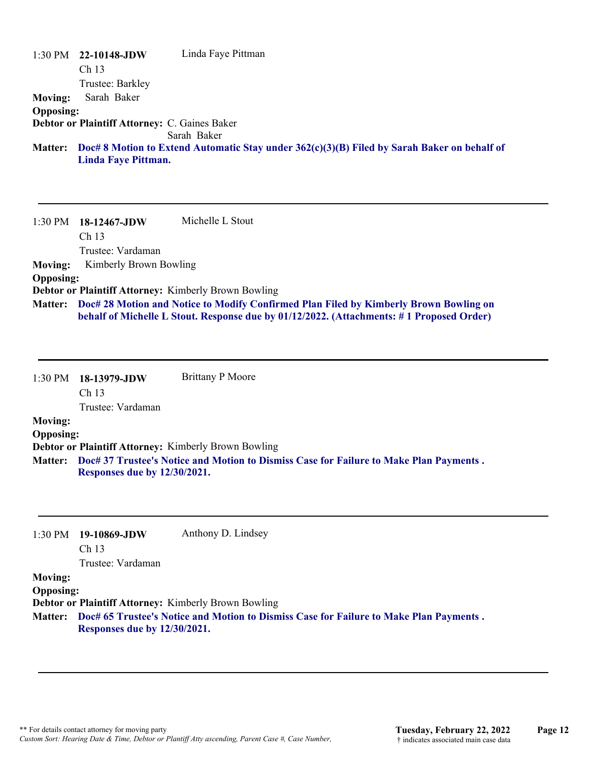1:30 PM **22-10148-JDW** Linda Faye Pittman
Ch 13
Trustee: Barkley

**Moving:** Sarah Baker
**Opposing:**
**Debtor or Plaintiff Attorney:** C. Gaines Baker
Sarah Baker
**Matter:** **Doc# 8 Motion to Extend Automatic Stay under 362(c)(3)(B) Filed by Sarah Baker on behalf of Linda Faye Pittman.**

---

1:30 PM **18-12467-JDW** Michelle L Stout
Ch 13
Trustee: Vardaman

**Moving:** Kimberly Brown Bowling
**Opposing:**
**Debtor or Plaintiff Attorney:** Kimberly Brown Bowling
**Matter:** **Doc# 28 Motion and Notice to Modify Confirmed Plan Filed by Kimberly Brown Bowling on behalf of Michelle L Stout. Response due by 01/12/2022. (Attachments: # 1 Proposed Order)**

---

1:30 PM **18-13979-JDW** Brittany P Moore
Ch 13
Trustee: Vardaman

**Moving:**
**Opposing:**
**Debtor or Plaintiff Attorney:** Kimberly Brown Bowling
**Matter:** **Doc# 37 Trustee's Notice and Motion to Dismiss Case for Failure to Make Plan Payments . Responses due by 12/30/2021.**

---

1:30 PM **19-10869-JDW** Anthony D. Lindsey
Ch 13
Trustee: Vardaman

**Moving:**
**Opposing:**
**Debtor or Plaintiff Attorney:** Kimberly Brown Bowling
**Matter:** **Doc# 65 Trustee's Notice and Motion to Dismiss Case for Failure to Make Plan Payments . Responses due by 12/30/2021.**

---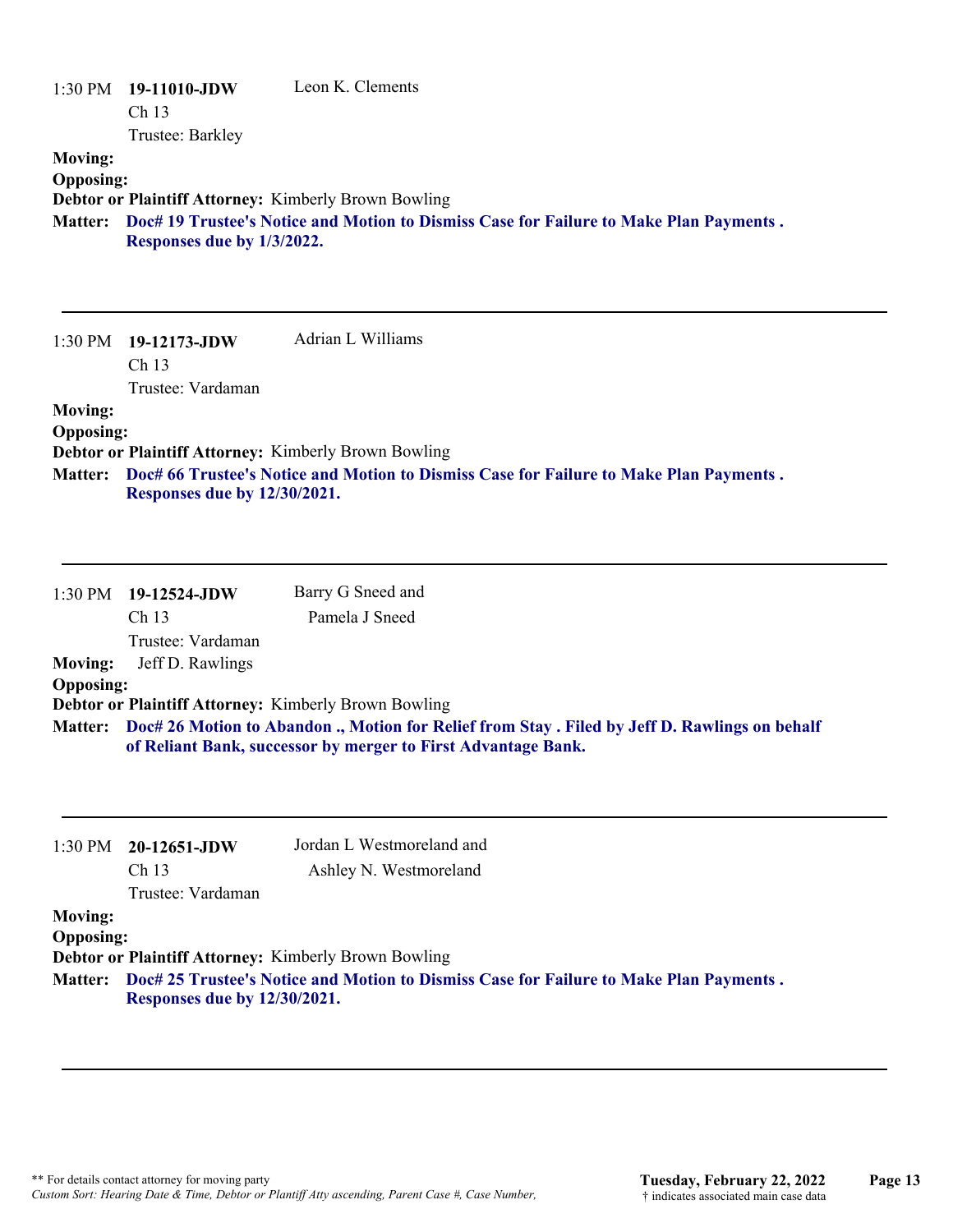1:30 PM **19-11010-JDW** Leon K. Clements
Ch 13
Trustee: Barkley

**Moving:**
**Opposing:**
**Debtor or Plaintiff Attorney:** Kimberly Brown Bowling
**Matter:** **Doc# 19 Trustee's Notice and Motion to Dismiss Case for Failure to Make Plan Payments . Responses due by 1/3/2022.**

---

1:30 PM **19-12173-JDW** Adrian L Williams
Ch 13
Trustee: Vardaman

**Moving:**
**Opposing:**
**Debtor or Plaintiff Attorney:** Kimberly Brown Bowling
**Matter:** **Doc# 66 Trustee's Notice and Motion to Dismiss Case for Failure to Make Plan Payments . Responses due by 12/30/2021.**

---

1:30 PM **19-12524-JDW** Barry G Sneed and Pamela J Sneed
Ch 13
Trustee: Vardaman

**Moving:** Jeff D. Rawlings
**Opposing:**
**Debtor or Plaintiff Attorney:** Kimberly Brown Bowling
**Matter:** **Doc# 26 Motion to Abandon ., Motion for Relief from Stay . Filed by Jeff D. Rawlings on behalf of Reliant Bank, successor by merger to First Advantage Bank.**

---

1:30 PM **20-12651-JDW** Jordan L Westmoreland and Ashley N. Westmoreland
Ch 13
Trustee: Vardaman

**Moving:**
**Opposing:**
**Debtor or Plaintiff Attorney:** Kimberly Brown Bowling
**Matter:** **Doc# 25 Trustee's Notice and Motion to Dismiss Case for Failure to Make Plan Payments . Responses due by 12/30/2021.**

---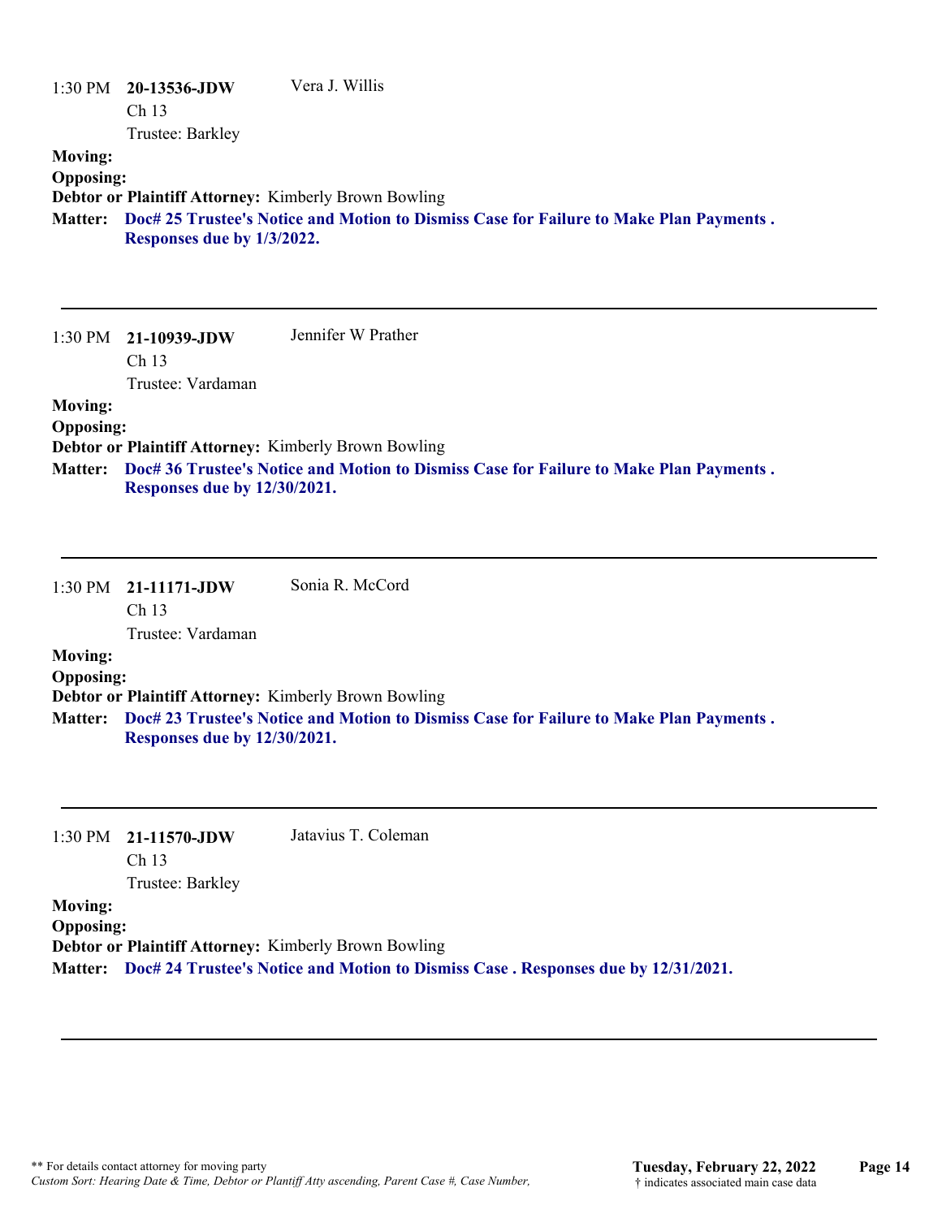1:30 PM **20-13536-JDW** Vera J. Willis
Ch 13
Trustee: Barkley

**Moving:**
**Opposing:**
**Debtor or Plaintiff Attorney:** Kimberly Brown Bowling
**Matter:** **Doc# 25 Trustee's Notice and Motion to Dismiss Case for Failure to Make Plan Payments . Responses due by 1/3/2022.**

---

1:30 PM **21-10939-JDW** Jennifer W Prather
Ch 13
Trustee: Vardaman

**Moving:**
**Opposing:**
**Debtor or Plaintiff Attorney:** Kimberly Brown Bowling
**Matter:** **Doc# 36 Trustee's Notice and Motion to Dismiss Case for Failure to Make Plan Payments . Responses due by 12/30/2021.**

---

1:30 PM **21-11171-JDW** Sonia R. McCord
Ch 13
Trustee: Vardaman

**Moving:**
**Opposing:**
**Debtor or Plaintiff Attorney:** Kimberly Brown Bowling
**Matter:** **Doc# 23 Trustee's Notice and Motion to Dismiss Case for Failure to Make Plan Payments . Responses due by 12/30/2021.**

---

1:30 PM **21-11570-JDW** Jatavius T. Coleman
Ch 13
Trustee: Barkley

**Moving:**
**Opposing:**
**Debtor or Plaintiff Attorney:** Kimberly Brown Bowling
**Matter:** **Doc# 24 Trustee's Notice and Motion to Dismiss Case . Responses due by 12/31/2021.**

---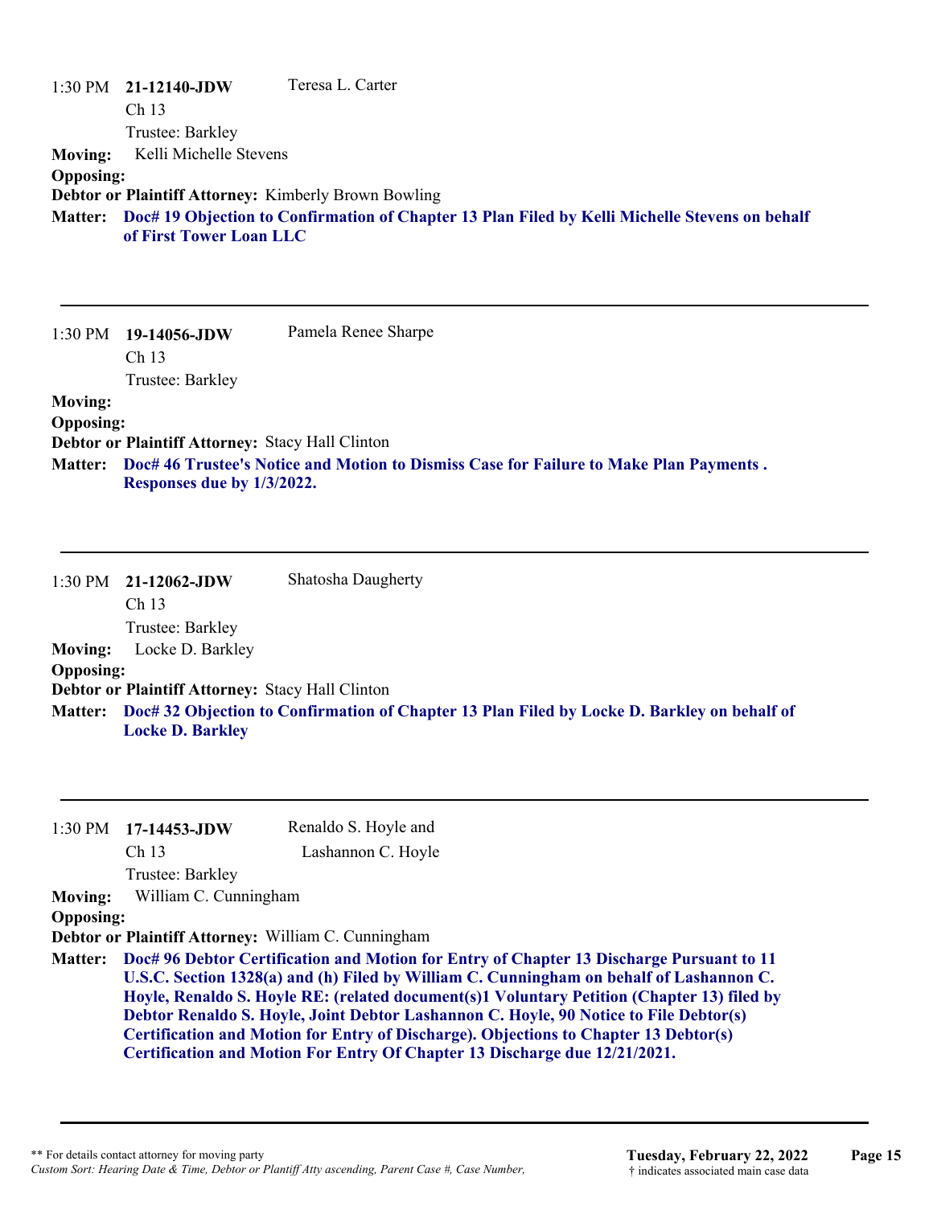1:30 PM **21-12140-JDW** Teresa L. Carter
Ch 13
Trustee: Barkley

**Moving:** Kelli Michelle Stevens

**Opposing:**

**Debtor or Plaintiff Attorney:** Kimberly Brown Bowling

**Matter:** **Doc# 19 Objection to Confirmation of Chapter 13 Plan Filed by Kelli Michelle Stevens on behalf of First Tower Loan LLC**

---

1:30 PM **19-14056-JDW** Pamela Renee Sharpe
Ch 13
Trustee: Barkley

**Moving:**

**Opposing:**

**Debtor or Plaintiff Attorney:** Stacy Hall Clinton

**Matter:** **Doc# 46 Trustee's Notice and Motion to Dismiss Case for Failure to Make Plan Payments . Responses due by 1/3/2022.**

---

1:30 PM **21-12062-JDW** Shatosha Daugherty
Ch 13
Trustee: Barkley

**Moving:** Locke D. Barkley

**Opposing:**

**Debtor or Plaintiff Attorney:** Stacy Hall Clinton

**Matter:** **Doc# 32 Objection to Confirmation of Chapter 13 Plan Filed by Locke D. Barkley on behalf of Locke D. Barkley**

---

1:30 PM **17-14453-JDW** Renaldo S. Hoyle and
Lashannon C. Hoyle
Ch 13
Trustee: Barkley

**Moving:** William C. Cunningham

**Opposing:**

**Debtor or Plaintiff Attorney:** William C. Cunningham

**Matter:** **Doc# 96 Debtor Certification and Motion for Entry of Chapter 13 Discharge Pursuant to 11 U.S.C. Section 1328(a) and (h) Filed by William C. Cunningham on behalf of Lashannon C. Hoyle, Renaldo S. Hoyle RE: (related document(s)1 Voluntary Petition (Chapter 13) filed by Debtor Renaldo S. Hoyle, Joint Debtor Lashannon C. Hoyle, 90 Notice to File Debtor(s) Certification and Motion for Entry of Discharge). Objections to Chapter 13 Debtor(s) Certification and Motion For Entry Of Chapter 13 Discharge due 12/21/2021.**

---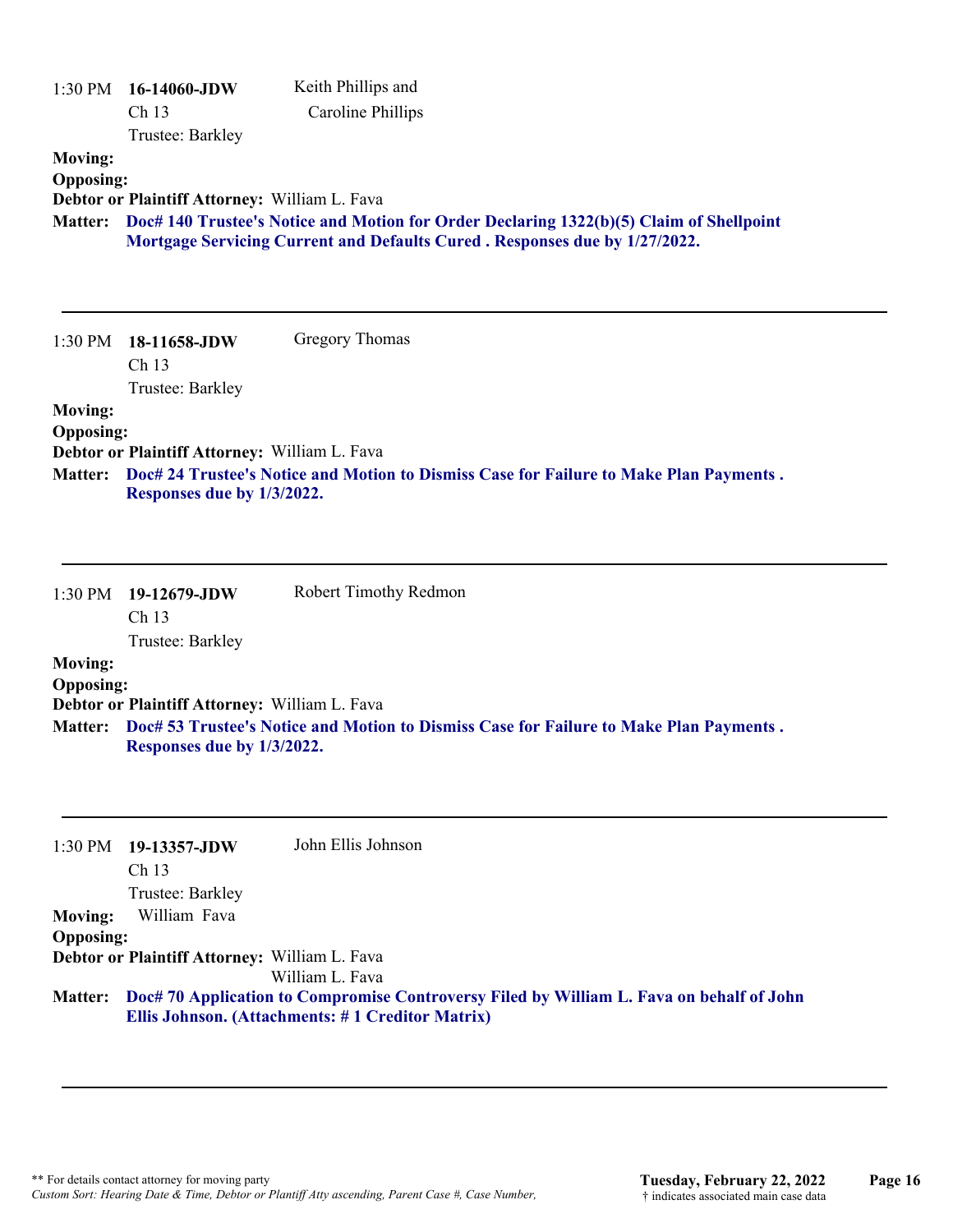1:30 PM **16-14060-JDW** Keith Phillips and Caroline Phillips
Ch 13
Trustee: Barkley

**Moving:**
**Opposing:**
**Debtor or Plaintiff Attorney:** William L. Fava
**Matter:** **Doc# 140 Trustee's Notice and Motion for Order Declaring 1322(b)(5) Claim of Shellpoint Mortgage Servicing Current and Defaults Cured . Responses due by 1/27/2022.**

---

1:30 PM **18-11658-JDW** Gregory Thomas
Ch 13
Trustee: Barkley

**Moving:**
**Opposing:**
**Debtor or Plaintiff Attorney:** William L. Fava
**Matter:** **Doc# 24 Trustee's Notice and Motion to Dismiss Case for Failure to Make Plan Payments . Responses due by 1/3/2022.**

---

1:30 PM **19-12679-JDW** Robert Timothy Redmon
Ch 13
Trustee: Barkley

**Moving:**
**Opposing:**
**Debtor or Plaintiff Attorney:** William L. Fava
**Matter:** **Doc# 53 Trustee's Notice and Motion to Dismiss Case for Failure to Make Plan Payments . Responses due by 1/3/2022.**

---

1:30 PM **19-13357-JDW** John Ellis Johnson
Ch 13
Trustee: Barkley

**Moving:** William Fava
**Opposing:**
**Debtor or Plaintiff Attorney:** William L. Fava
William L. Fava
**Matter:** **Doc# 70 Application to Compromise Controversy Filed by William L. Fava on behalf of John Ellis Johnson. (Attachments: # 1 Creditor Matrix)**

---

** For details contact attorney for moving party
*Custom Sort: Hearing Date & Time, Debtor or Plantiff Atty ascending, Parent Case #, Case Number,*

**Tuesday, February 22, 2022**
† indicates associated main case data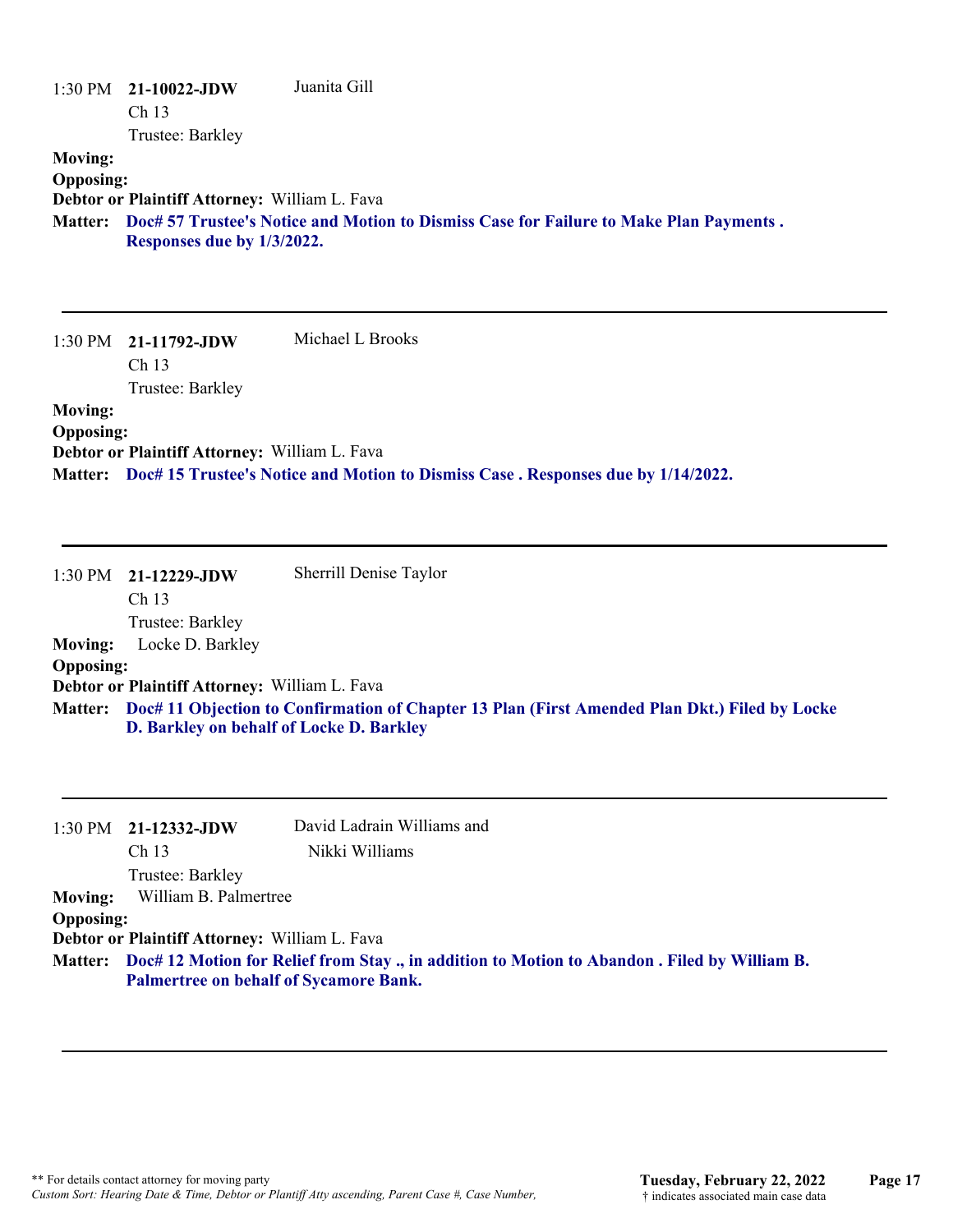1:30 PM **21-10022-JDW** Juanita Gill
Ch 13
Trustee: Barkley

**Moving:**

**Opposing:**

**Debtor or Plaintiff Attorney:** William L. Fava

**Matter:** **Doc# 57 Trustee's Notice and Motion to Dismiss Case for Failure to Make Plan Payments . Responses due by 1/3/2022.**

---

1:30 PM **21-11792-JDW** Michael L Brooks
Ch 13
Trustee: Barkley

**Moving:**

**Opposing:**

**Debtor or Plaintiff Attorney:** William L. Fava

**Matter:** **Doc# 15 Trustee's Notice and Motion to Dismiss Case . Responses due by 1/14/2022.**

---

1:30 PM **21-12229-JDW** Sherrill Denise Taylor
Ch 13
Trustee: Barkley

**Moving:** Locke D. Barkley

**Opposing:**

**Debtor or Plaintiff Attorney:** William L. Fava

**Matter:** **Doc# 11 Objection to Confirmation of Chapter 13 Plan (First Amended Plan Dkt.) Filed by Locke D. Barkley on behalf of Locke D. Barkley**

---

1:30 PM **21-12332-JDW** David Ladrain Williams and Nikki Williams
Ch 13
Trustee: Barkley

**Moving:** William B. Palmertree

**Opposing:**

**Debtor or Plaintiff Attorney:** William L. Fava

**Matter:** **Doc# 12 Motion for Relief from Stay ., in addition to Motion to Abandon . Filed by William B. Palmertree on behalf of Sycamore Bank.**

---

** For details contact attorney for moving party
*Custom Sort: Hearing Date & Time, Debtor or Plantiff Atty ascending, Parent Case #, Case Number,*

**Tuesday, February 22, 2022**
† indicates associated main case data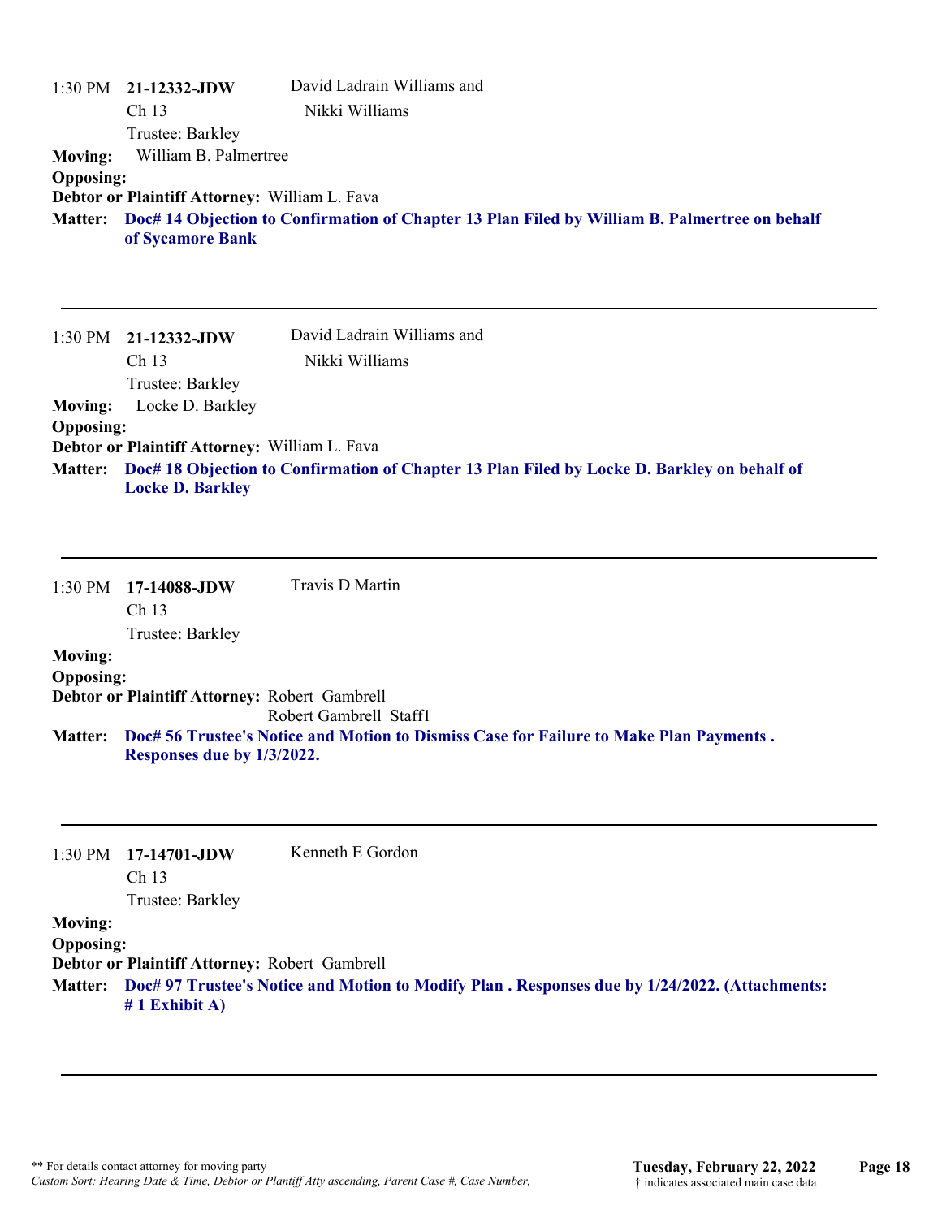1:30 PM **21-12332-JDW** David Ladrain Williams and Nikki Williams
Ch 13
Trustee: Barkley

**Moving:** William B. Palmertree
**Opposing:**
**Debtor or Plaintiff Attorney:** William L. Fava
**Matter:** **Doc# 14 Objection to Confirmation of Chapter 13 Plan Filed by William B. Palmertree on behalf of Sycamore Bank**

---

1:30 PM **21-12332-JDW** David Ladrain Williams and Nikki Williams
Ch 13
Trustee: Barkley

**Moving:** Locke D. Barkley
**Opposing:**
**Debtor or Plaintiff Attorney:** William L. Fava
**Matter:** **Doc# 18 Objection to Confirmation of Chapter 13 Plan Filed by Locke D. Barkley on behalf of Locke D. Barkley**

---

1:30 PM **17-14088-JDW** Travis D Martin
Ch 13
Trustee: Barkley

**Moving:**
**Opposing:**
**Debtor or Plaintiff Attorney:** Robert Gambrell
Robert Gambrell Staff1
**Matter:** **Doc# 56 Trustee's Notice and Motion to Dismiss Case for Failure to Make Plan Payments . Responses due by 1/3/2022.**

---

1:30 PM **17-14701-JDW** Kenneth E Gordon
Ch 13
Trustee: Barkley

**Moving:**
**Opposing:**
**Debtor or Plaintiff Attorney:** Robert Gambrell
**Matter:** **Doc# 97 Trustee's Notice and Motion to Modify Plan . Responses due by 1/24/2022. (Attachments: # 1 Exhibit A)**

---

** For details contact attorney for moving party
*Custom Sort: Hearing Date & Time, Debtor or Plantiff Atty ascending, Parent Case #, Case Number,*

**Tuesday, February 22, 2022**
† indicates associated main case data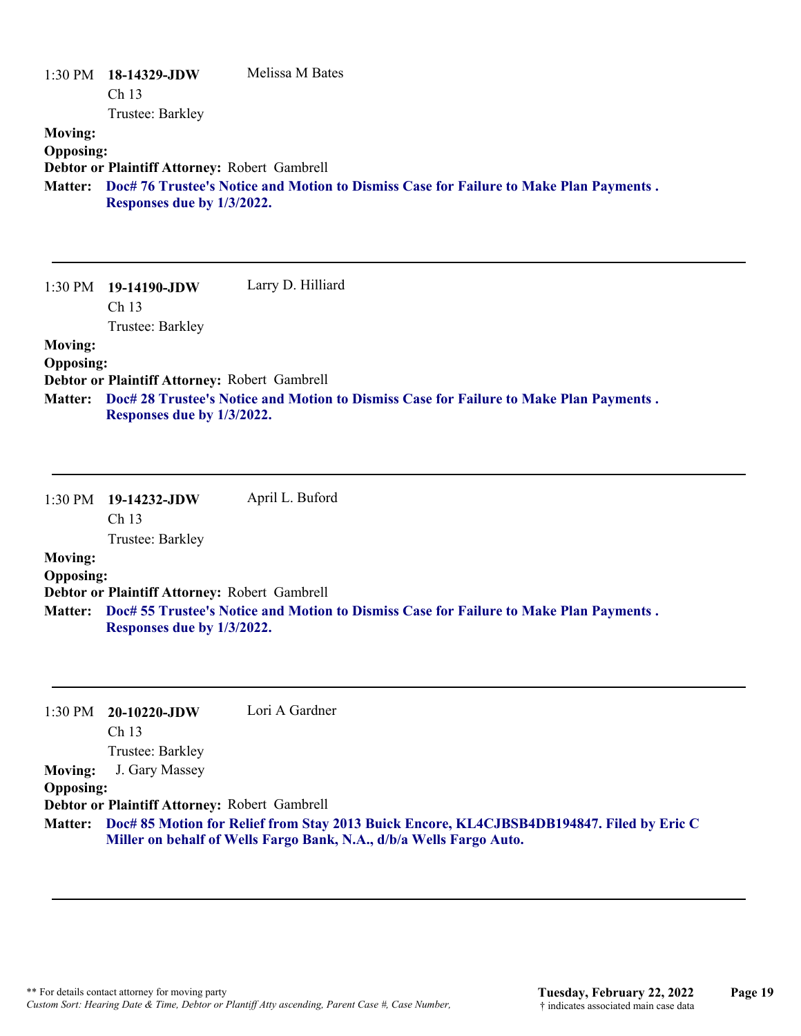1:30 PM **18-14329-JDW** Melissa M Bates
Ch 13
Trustee: Barkley

**Moving:**
**Opposing:**
**Debtor or Plaintiff Attorney:** Robert Gambrell
**Matter:** **Doc# 76 Trustee's Notice and Motion to Dismiss Case for Failure to Make Plan Payments . Responses due by 1/3/2022.**

---

1:30 PM **19-14190-JDW** Larry D. Hilliard
Ch 13
Trustee: Barkley

**Moving:**
**Opposing:**
**Debtor or Plaintiff Attorney:** Robert Gambrell
**Matter:** **Doc# 28 Trustee's Notice and Motion to Dismiss Case for Failure to Make Plan Payments . Responses due by 1/3/2022.**

---

1:30 PM **19-14232-JDW** April L. Buford
Ch 13
Trustee: Barkley

**Moving:**
**Opposing:**
**Debtor or Plaintiff Attorney:** Robert Gambrell
**Matter:** **Doc# 55 Trustee's Notice and Motion to Dismiss Case for Failure to Make Plan Payments . Responses due by 1/3/2022.**

---

1:30 PM **20-10220-JDW** Lori A Gardner
Ch 13
Trustee: Barkley

**Moving:** J. Gary Massey
**Opposing:**
**Debtor or Plaintiff Attorney:** Robert Gambrell
**Matter:** **Doc# 85 Motion for Relief from Stay 2013 Buick Encore, KL4CJBSB4DB194847. Filed by Eric C Miller on behalf of Wells Fargo Bank, N.A., d/b/a Wells Fargo Auto.**

---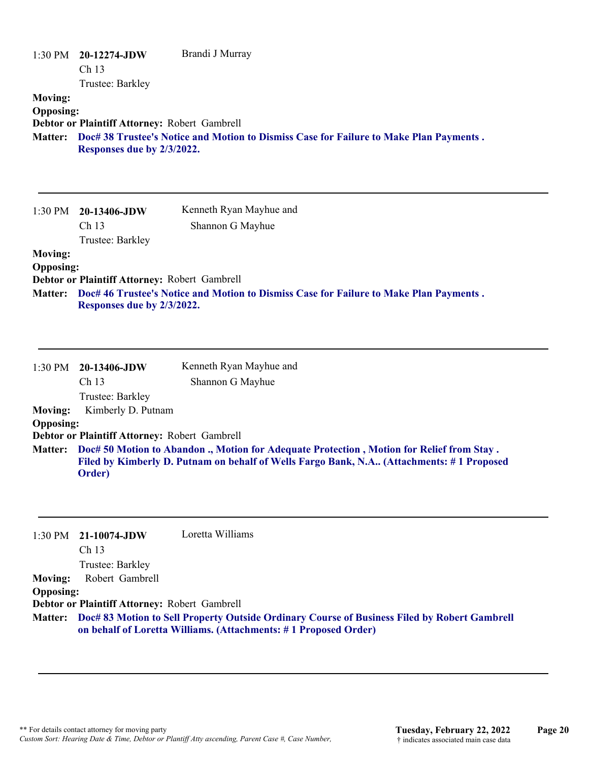1:30 PM **20-12274-JDW** Brandi J Murray
Ch 13
Trustee: Barkley

**Moving:**
**Opposing:**
**Debtor or Plaintiff Attorney:** Robert Gambrell
**Matter:** **Doc# 38 Trustee's Notice and Motion to Dismiss Case for Failure to Make Plan Payments . Responses due by 2/3/2022.**

---

1:30 PM **20-13406-JDW** Kenneth Ryan Mayhue and Shannon G Mayhue
Ch 13
Trustee: Barkley

**Moving:**
**Opposing:**
**Debtor or Plaintiff Attorney:** Robert Gambrell
**Matter:** **Doc# 46 Trustee's Notice and Motion to Dismiss Case for Failure to Make Plan Payments . Responses due by 2/3/2022.**

---

1:30 PM **20-13406-JDW** Kenneth Ryan Mayhue and Shannon G Mayhue
Ch 13
Trustee: Barkley

**Moving:** Kimberly D. Putnam
**Opposing:**
**Debtor or Plaintiff Attorney:** Robert Gambrell
**Matter:** **Doc# 50 Motion to Abandon ., Motion for Adequate Protection , Motion for Relief from Stay . Filed by Kimberly D. Putnam on behalf of Wells Fargo Bank, N.A.. (Attachments: # 1 Proposed Order)**

---

1:30 PM **21-10074-JDW** Loretta Williams
Ch 13
Trustee: Barkley

**Moving:** Robert Gambrell
**Opposing:**
**Debtor or Plaintiff Attorney:** Robert Gambrell
**Matter:** **Doc# 83 Motion to Sell Property Outside Ordinary Course of Business Filed by Robert Gambrell on behalf of Loretta Williams. (Attachments: # 1 Proposed Order)**

---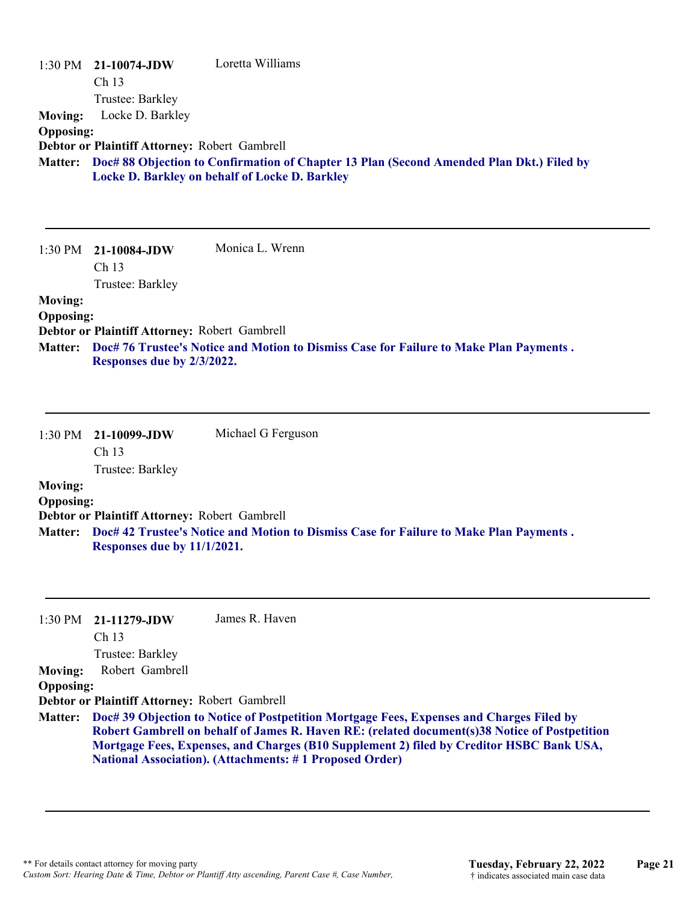1:30 PM **21-10074-JDW** Loretta Williams
Ch 13
Trustee: Barkley

**Moving:** Locke D. Barkley
**Opposing:**
**Debtor or Plaintiff Attorney:** Robert Gambrell
**Matter:** **Doc# 88 Objection to Confirmation of Chapter 13 Plan (Second Amended Plan Dkt.) Filed by Locke D. Barkley on behalf of Locke D. Barkley**

---

1:30 PM **21-10084-JDW** Monica L. Wrenn
Ch 13
Trustee: Barkley

**Moving:**
**Opposing:**
**Debtor or Plaintiff Attorney:** Robert Gambrell
**Matter:** **Doc# 76 Trustee's Notice and Motion to Dismiss Case for Failure to Make Plan Payments . Responses due by 2/3/2022.**

---

1:30 PM **21-10099-JDW** Michael G Ferguson
Ch 13
Trustee: Barkley

**Moving:**
**Opposing:**
**Debtor or Plaintiff Attorney:** Robert Gambrell
**Matter:** **Doc# 42 Trustee's Notice and Motion to Dismiss Case for Failure to Make Plan Payments . Responses due by 11/1/2021.**

---

1:30 PM **21-11279-JDW** James R. Haven
Ch 13
Trustee: Barkley

**Moving:** Robert Gambrell
**Opposing:**
**Debtor or Plaintiff Attorney:** Robert Gambrell
**Matter:** **Doc# 39 Objection to Notice of Postpetition Mortgage Fees, Expenses and Charges Filed by Robert Gambrell on behalf of James R. Haven RE: (related document(s)38 Notice of Postpetition Mortgage Fees, Expenses, and Charges (B10 Supplement 2) filed by Creditor HSBC Bank USA, National Association). (Attachments: # 1 Proposed Order)**

---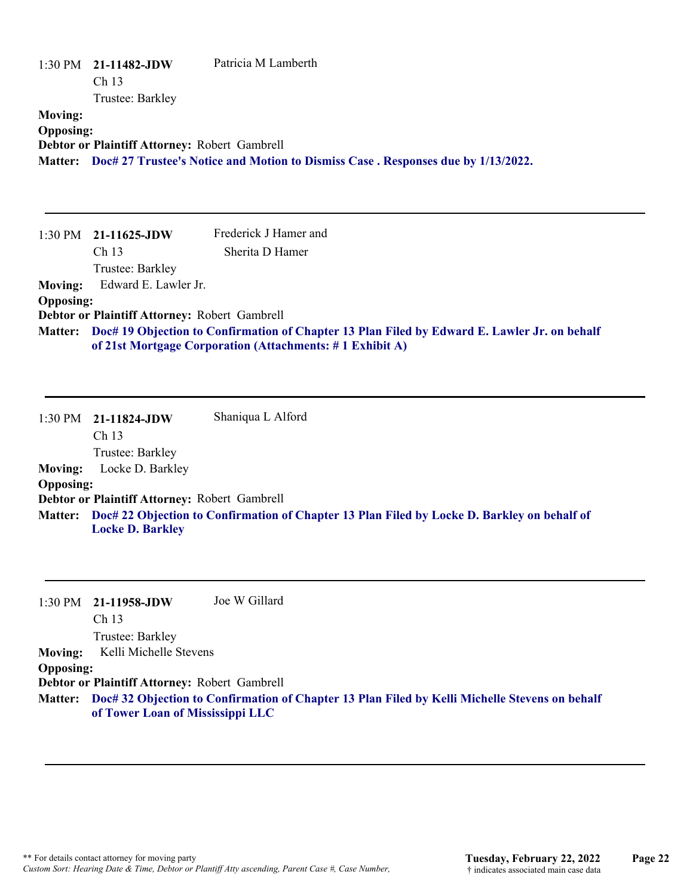1:30 PM **21-11482-JDW** Patricia M Lamberth
Ch 13
Trustee: Barkley

**Moving:**
**Opposing:**
**Debtor or Plaintiff Attorney:** Robert Gambrell
**Matter:** **Doc# 27 Trustee's Notice and Motion to Dismiss Case . Responses due by 1/13/2022.**

---

1:30 PM **21-11625-JDW** Frederick J Hamer and Sherita D Hamer
Ch 13
Trustee: Barkley

**Moving:** Edward E. Lawler Jr.
**Opposing:**
**Debtor or Plaintiff Attorney:** Robert Gambrell
**Matter:** **Doc# 19 Objection to Confirmation of Chapter 13 Plan Filed by Edward E. Lawler Jr. on behalf of 21st Mortgage Corporation (Attachments: # 1 Exhibit A)**

---

1:30 PM **21-11824-JDW** Shaniqua L Alford
Ch 13
Trustee: Barkley

**Moving:** Locke D. Barkley
**Opposing:**
**Debtor or Plaintiff Attorney:** Robert Gambrell
**Matter:** **Doc# 22 Objection to Confirmation of Chapter 13 Plan Filed by Locke D. Barkley on behalf of Locke D. Barkley**

---

1:30 PM **21-11958-JDW** Joe W Gillard
Ch 13
Trustee: Barkley

**Moving:** Kelli Michelle Stevens
**Opposing:**
**Debtor or Plaintiff Attorney:** Robert Gambrell
**Matter:** **Doc# 32 Objection to Confirmation of Chapter 13 Plan Filed by Kelli Michelle Stevens on behalf of Tower Loan of Mississippi LLC**

---

** For details contact attorney for moving party
*Custom Sort: Hearing Date & Time, Debtor or Plantiff Atty ascending, Parent Case #, Case Number,*

**Tuesday, February 22, 2022**
† indicates associated main case data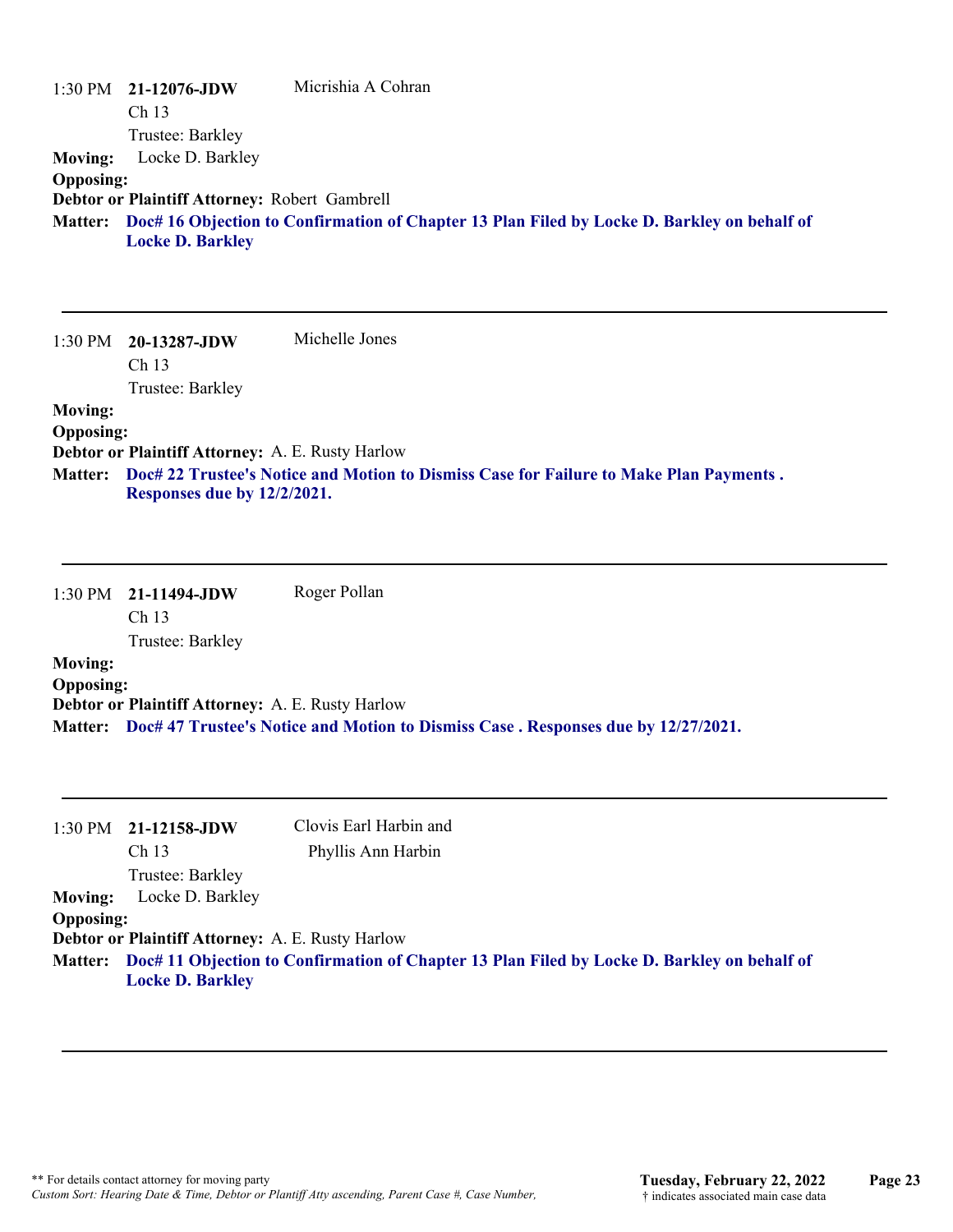1:30 PM **21-12076-JDW** Micrishia A Cohran
Ch 13
Trustee: Barkley

**Moving:** Locke D. Barkley
**Opposing:**
**Debtor or Plaintiff Attorney:** Robert Gambrell
**Matter:** **Doc# 16 Objection to Confirmation of Chapter 13 Plan Filed by Locke D. Barkley on behalf of Locke D. Barkley**

---

1:30 PM **20-13287-JDW** Michelle Jones
Ch 13
Trustee: Barkley

**Moving:**
**Opposing:**
**Debtor or Plaintiff Attorney:** A. E. Rusty Harlow
**Matter:** **Doc# 22 Trustee's Notice and Motion to Dismiss Case for Failure to Make Plan Payments . Responses due by 12/2/2021.**

---

1:30 PM **21-11494-JDW** Roger Pollan
Ch 13
Trustee: Barkley

**Moving:**
**Opposing:**
**Debtor or Plaintiff Attorney:** A. E. Rusty Harlow
**Matter:** **Doc# 47 Trustee's Notice and Motion to Dismiss Case . Responses due by 12/27/2021.**

---

1:30 PM **21-12158-JDW** Clovis Earl Harbin and Phyllis Ann Harbin
Ch 13
Trustee: Barkley

**Moving:** Locke D. Barkley
**Opposing:**
**Debtor or Plaintiff Attorney:** A. E. Rusty Harlow
**Matter:** **Doc# 11 Objection to Confirmation of Chapter 13 Plan Filed by Locke D. Barkley on behalf of Locke D. Barkley**

---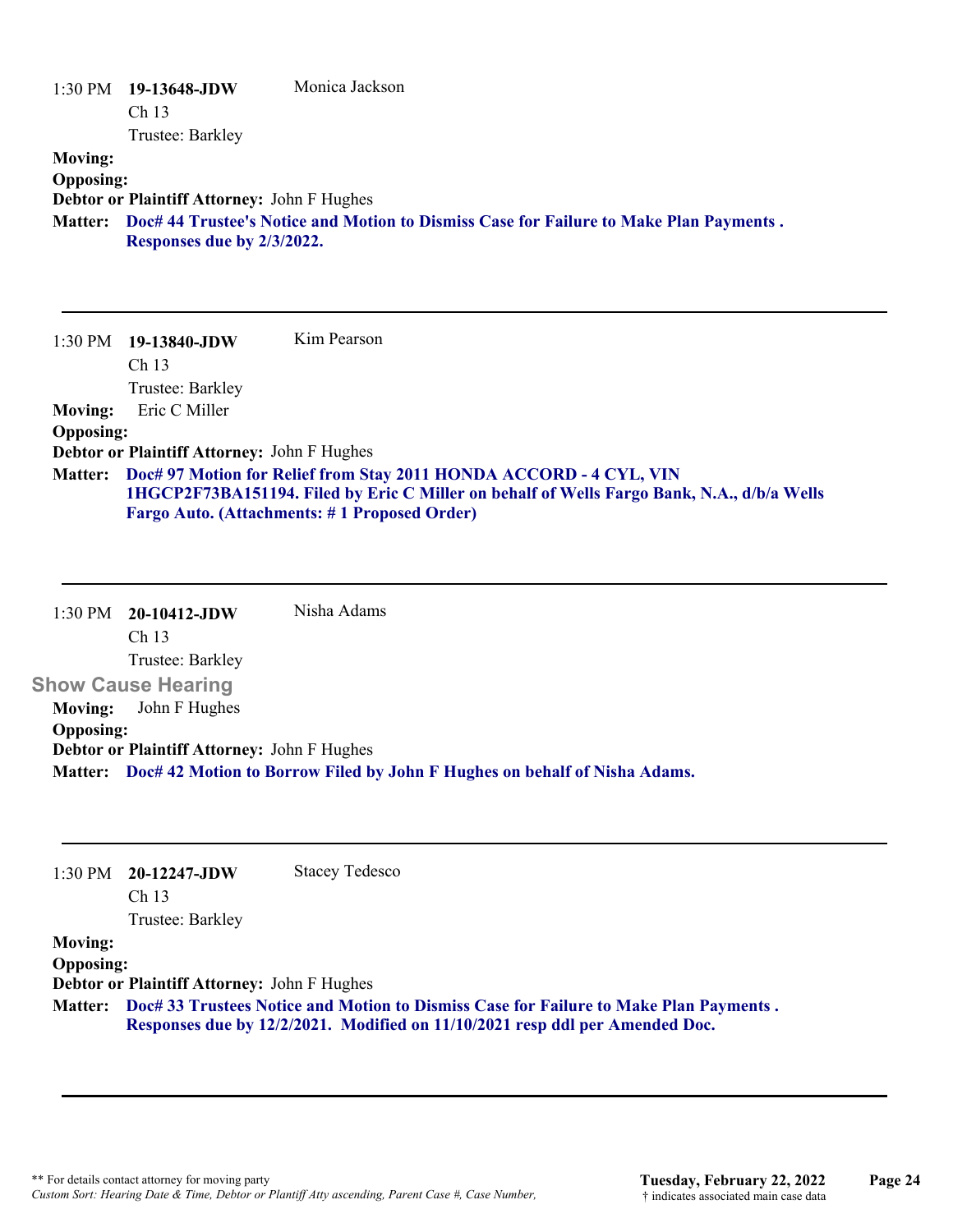1:30 PM **19-13648-JDW** Monica Jackson
Ch 13
Trustee: Barkley

**Moving:**
**Opposing:**
**Debtor or Plaintiff Attorney:** John F Hughes
**Matter:** **Doc# 44 Trustee's Notice and Motion to Dismiss Case for Failure to Make Plan Payments . Responses due by 2/3/2022.**

---

1:30 PM **19-13840-JDW** Kim Pearson
Ch 13
Trustee: Barkley

**Moving:** Eric C Miller
**Opposing:**
**Debtor or Plaintiff Attorney:** John F Hughes
**Matter:** **Doc# 97 Motion for Relief from Stay 2011 HONDA ACCORD - 4 CYL, VIN 1HGCP2F73BA151194. Filed by Eric C Miller on behalf of Wells Fargo Bank, N.A., d/b/a Wells Fargo Auto. (Attachments: # 1 Proposed Order)**

---

1:30 PM **20-10412-JDW** Nisha Adams
Ch 13
Trustee: Barkley

**Show Cause Hearing**

**Moving:** John F Hughes
**Opposing:**
**Debtor or Plaintiff Attorney:** John F Hughes
**Matter:** **Doc# 42 Motion to Borrow Filed by John F Hughes on behalf of Nisha Adams.**

---

1:30 PM **20-12247-JDW** Stacey Tedesco
Ch 13
Trustee: Barkley

**Moving:**
**Opposing:**
**Debtor or Plaintiff Attorney:** John F Hughes
**Matter:** **Doc# 33 Trustees Notice and Motion to Dismiss Case for Failure to Make Plan Payments . Responses due by 12/2/2021. Modified on 11/10/2021 resp ddl per Amended Doc.**

---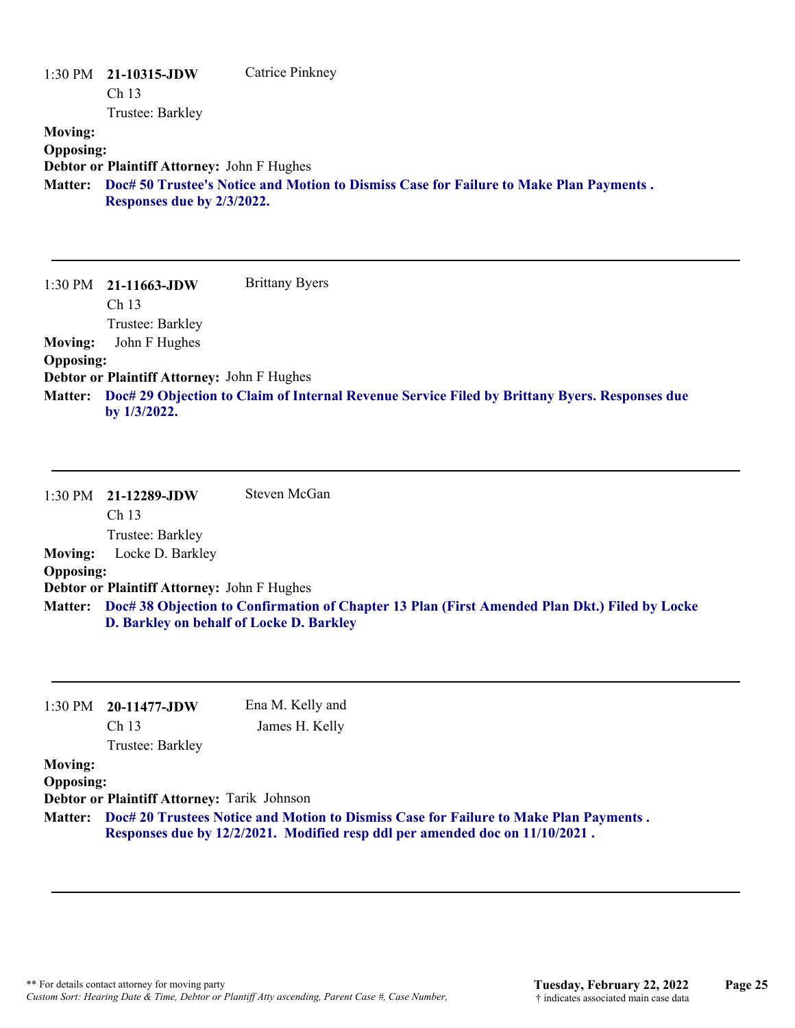1:30 PM **21-10315-JDW** Catrice Pinkney
Ch 13
Trustee: Barkley

**Moving:**
**Opposing:**
**Debtor or Plaintiff Attorney:** John F Hughes
**Matter:** **Doc# 50 Trustee's Notice and Motion to Dismiss Case for Failure to Make Plan Payments . Responses due by 2/3/2022.**

---

1:30 PM **21-11663-JDW** Brittany Byers
Ch 13
Trustee: Barkley

**Moving:** John F Hughes
**Opposing:**
**Debtor or Plaintiff Attorney:** John F Hughes
**Matter:** **Doc# 29 Objection to Claim of Internal Revenue Service Filed by Brittany Byers. Responses due by 1/3/2022.**

---

1:30 PM **21-12289-JDW** Steven McGan
Ch 13
Trustee: Barkley

**Moving:** Locke D. Barkley
**Opposing:**
**Debtor or Plaintiff Attorney:** John F Hughes
**Matter:** **Doc# 38 Objection to Confirmation of Chapter 13 Plan (First Amended Plan Dkt.) Filed by Locke D. Barkley on behalf of Locke D. Barkley**

---

1:30 PM **20-11477-JDW** Ena M. Kelly and James H. Kelly
Ch 13
Trustee: Barkley

**Moving:**
**Opposing:**
**Debtor or Plaintiff Attorney:** Tarik Johnson
**Matter:** **Doc# 20 Trustees Notice and Motion to Dismiss Case for Failure to Make Plan Payments . Responses due by 12/2/2021. Modified resp ddl per amended doc on 11/10/2021 .**

---

** For details contact attorney for moving party
*Custom Sort: Hearing Date & Time, Debtor or Plantiff Atty ascending, Parent Case #, Case Number,*

**Tuesday, February 22, 2022**
† indicates associated main case data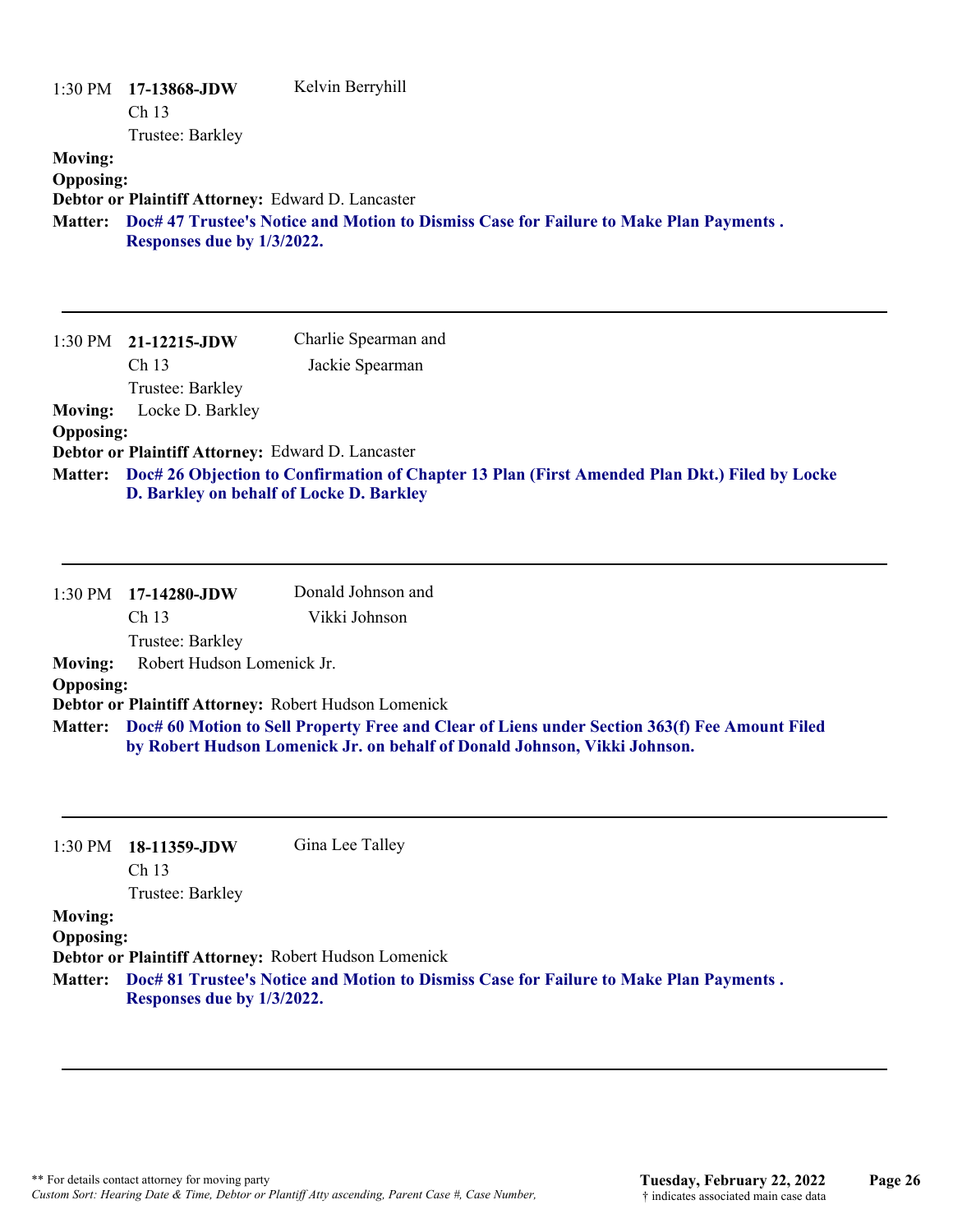1:30 PM **17-13868-JDW** Kelvin Berryhill
Ch 13
Trustee: Barkley

**Moving:**
**Opposing:**
**Debtor or Plaintiff Attorney:** Edward D. Lancaster
**Matter:** **Doc# 47 Trustee's Notice and Motion to Dismiss Case for Failure to Make Plan Payments . Responses due by 1/3/2022.**

---

1:30 PM **21-12215-JDW** Charlie Spearman and Jackie Spearman
Ch 13
Trustee: Barkley

**Moving:** Locke D. Barkley
**Opposing:**
**Debtor or Plaintiff Attorney:** Edward D. Lancaster
**Matter:** **Doc# 26 Objection to Confirmation of Chapter 13 Plan (First Amended Plan Dkt.) Filed by Locke D. Barkley on behalf of Locke D. Barkley**

---

1:30 PM **17-14280-JDW** Donald Johnson and Vikki Johnson
Ch 13
Trustee: Barkley

**Moving:** Robert Hudson Lomenick Jr.
**Opposing:**
**Debtor or Plaintiff Attorney:** Robert Hudson Lomenick
**Matter:** **Doc# 60 Motion to Sell Property Free and Clear of Liens under Section 363(f) Fee Amount Filed by Robert Hudson Lomenick Jr. on behalf of Donald Johnson, Vikki Johnson.**

---

1:30 PM **18-11359-JDW** Gina Lee Talley
Ch 13
Trustee: Barkley

**Moving:**
**Opposing:**
**Debtor or Plaintiff Attorney:** Robert Hudson Lomenick
**Matter:** **Doc# 81 Trustee's Notice and Motion to Dismiss Case for Failure to Make Plan Payments . Responses due by 1/3/2022.**

---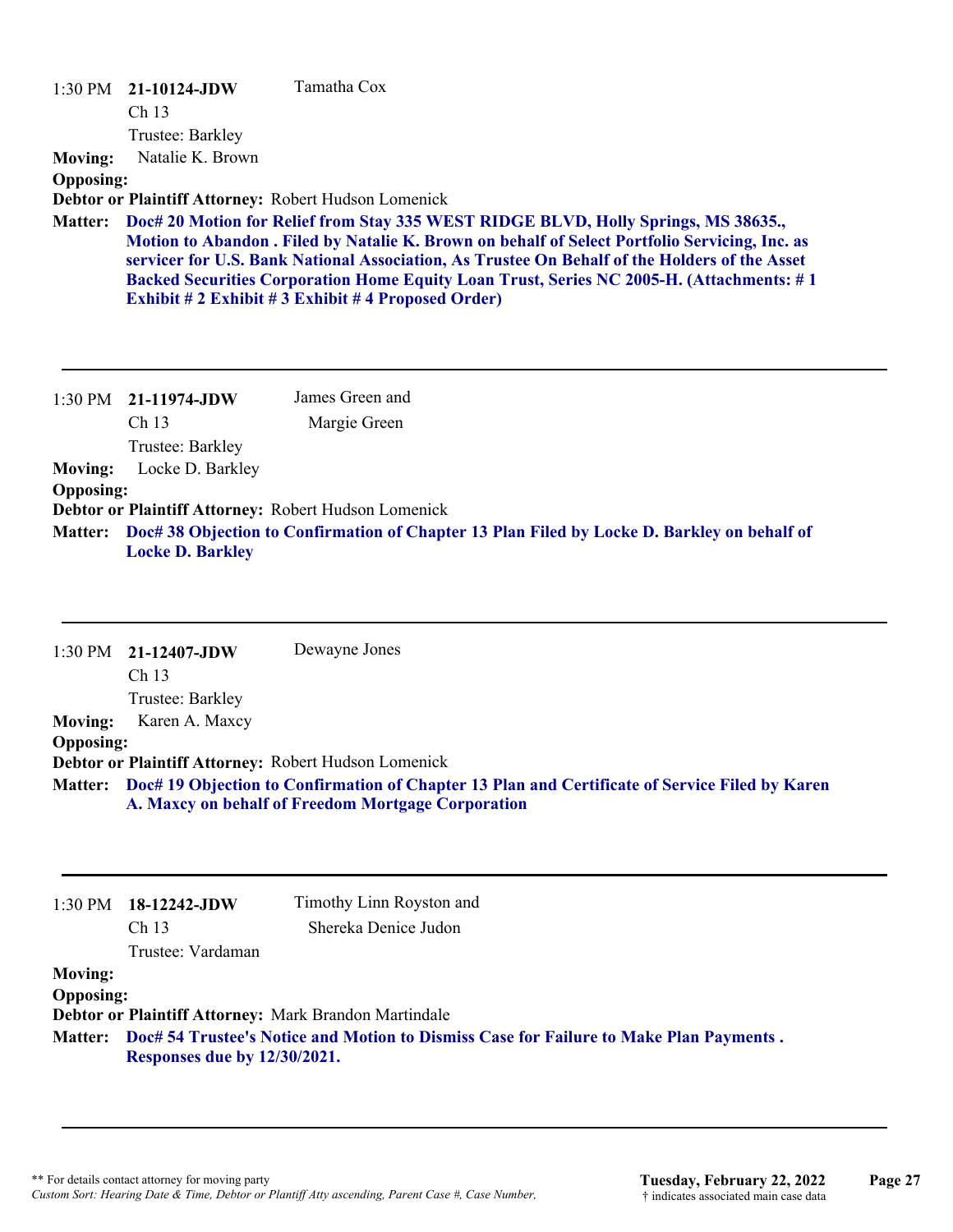1:30 PM **21-10124-JDW** Tamatha Cox
Ch 13
Trustee: Barkley

**Moving:** Natalie K. Brown

**Opposing:**

**Debtor or Plaintiff Attorney:** Robert Hudson Lomenick

**Matter:** **Doc# 20 Motion for Relief from Stay 335 WEST RIDGE BLVD, Holly Springs, MS 38635., Motion to Abandon . Filed by Natalie K. Brown on behalf of Select Portfolio Servicing, Inc. as servicer for U.S. Bank National Association, As Trustee On Behalf of the Holders of the Asset Backed Securities Corporation Home Equity Loan Trust, Series NC 2005-H. (Attachments: # 1 Exhibit # 2 Exhibit # 3 Exhibit # 4 Proposed Order)**

---

1:30 PM **21-11974-JDW** James Green and Margie Green
Ch 13
Trustee: Barkley

**Moving:** Locke D. Barkley

**Opposing:**

**Debtor or Plaintiff Attorney:** Robert Hudson Lomenick

**Matter:** **Doc# 38 Objection to Confirmation of Chapter 13 Plan Filed by Locke D. Barkley on behalf of Locke D. Barkley**

---

1:30 PM **21-12407-JDW** Dewayne Jones
Ch 13
Trustee: Barkley

**Moving:** Karen A. Maxcy

**Opposing:**

**Debtor or Plaintiff Attorney:** Robert Hudson Lomenick

**Matter:** **Doc# 19 Objection to Confirmation of Chapter 13 Plan and Certificate of Service Filed by Karen A. Maxcy on behalf of Freedom Mortgage Corporation**

---

1:30 PM **18-12242-JDW** Timothy Linn Royston and Shereka Denice Judon
Ch 13
Trustee: Vardaman

**Moving:**

**Opposing:**

**Debtor or Plaintiff Attorney:** Mark Brandon Martindale

**Matter:** **Doc# 54 Trustee's Notice and Motion to Dismiss Case for Failure to Make Plan Payments . Responses due by 12/30/2021.**

---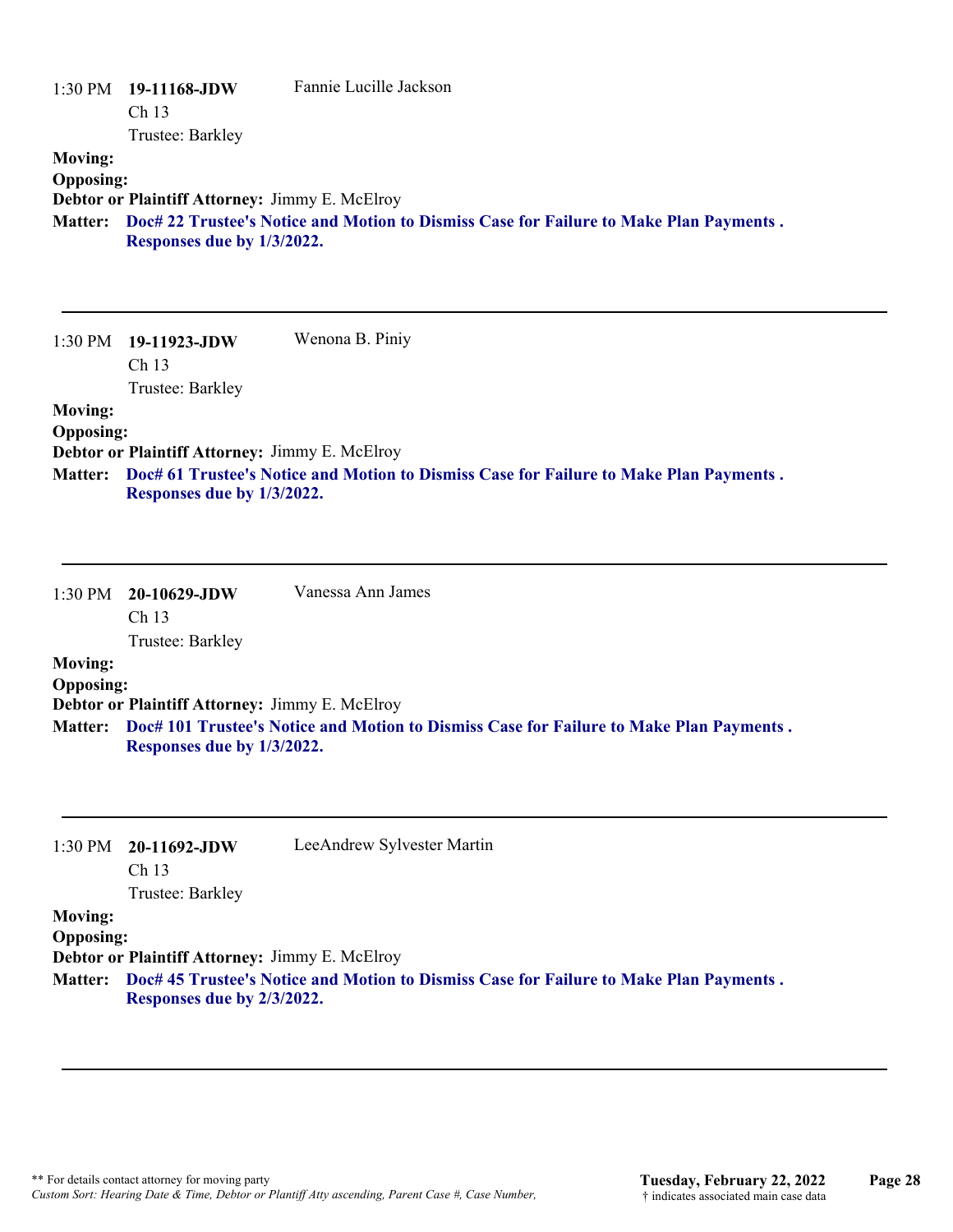1:30 PM **19-11168-JDW** Fannie Lucille Jackson
Ch 13
Trustee: Barkley

**Moving:**
**Opposing:**
**Debtor or Plaintiff Attorney:** Jimmy E. McElroy
**Matter:** **Doc# 22 Trustee's Notice and Motion to Dismiss Case for Failure to Make Plan Payments . Responses due by 1/3/2022.**

---

1:30 PM **19-11923-JDW** Wenona B. Piniy
Ch 13
Trustee: Barkley

**Moving:**
**Opposing:**
**Debtor or Plaintiff Attorney:** Jimmy E. McElroy
**Matter:** **Doc# 61 Trustee's Notice and Motion to Dismiss Case for Failure to Make Plan Payments . Responses due by 1/3/2022.**

---

1:30 PM **20-10629-JDW** Vanessa Ann James
Ch 13
Trustee: Barkley

**Moving:**
**Opposing:**
**Debtor or Plaintiff Attorney:** Jimmy E. McElroy
**Matter:** **Doc# 101 Trustee's Notice and Motion to Dismiss Case for Failure to Make Plan Payments . Responses due by 1/3/2022.**

---

1:30 PM **20-11692-JDW** LeeAndrew Sylvester Martin
Ch 13
Trustee: Barkley

**Moving:**
**Opposing:**
**Debtor or Plaintiff Attorney:** Jimmy E. McElroy
**Matter:** **Doc# 45 Trustee's Notice and Motion to Dismiss Case for Failure to Make Plan Payments . Responses due by 2/3/2022.**

---

** For details contact attorney for moving party
*Custom Sort: Hearing Date & Time, Debtor or Plantiff Atty ascending, Parent Case #, Case Number,*

**Tuesday, February 22, 2022**
† indicates associated main case data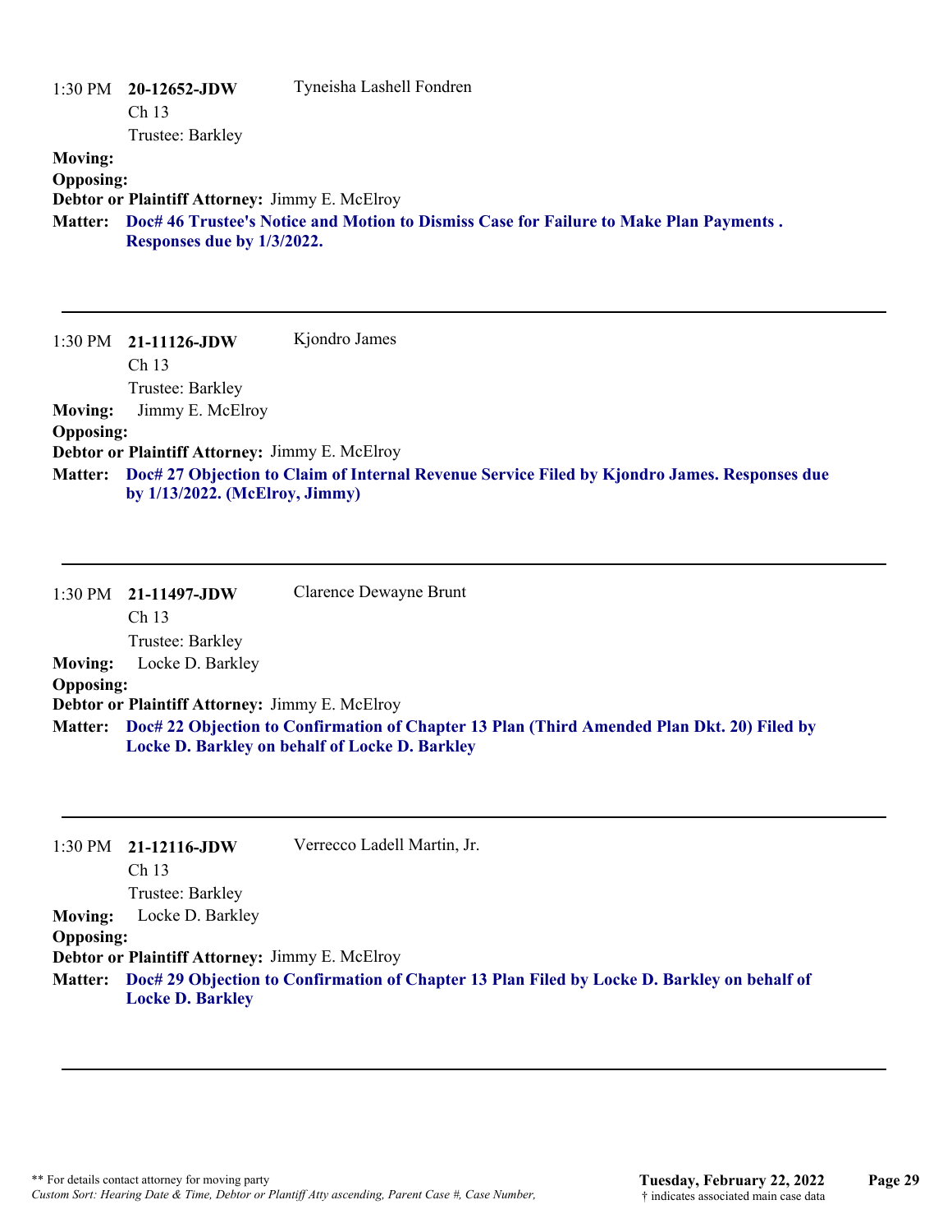1:30 PM **20-12652-JDW** Tyneisha Lashell Fondren
Ch 13
Trustee: Barkley

**Moving:**
**Opposing:**
**Debtor or Plaintiff Attorney:** Jimmy E. McElroy
**Matter:** **Doc# 46 Trustee's Notice and Motion to Dismiss Case for Failure to Make Plan Payments . Responses due by 1/3/2022.**

---

1:30 PM **21-11126-JDW** Kjondro James
Ch 13
Trustee: Barkley

**Moving:** Jimmy E. McElroy
**Opposing:**
**Debtor or Plaintiff Attorney:** Jimmy E. McElroy
**Matter:** **Doc# 27 Objection to Claim of Internal Revenue Service Filed by Kjondro James. Responses due by 1/13/2022. (McElroy, Jimmy)**

---

1:30 PM **21-11497-JDW** Clarence Dewayne Brunt
Ch 13
Trustee: Barkley

**Moving:** Locke D. Barkley
**Opposing:**
**Debtor or Plaintiff Attorney:** Jimmy E. McElroy
**Matter:** **Doc# 22 Objection to Confirmation of Chapter 13 Plan (Third Amended Plan Dkt. 20) Filed by Locke D. Barkley on behalf of Locke D. Barkley**

---

1:30 PM **21-12116-JDW** Verrecco Ladell Martin, Jr.
Ch 13
Trustee: Barkley

**Moving:** Locke D. Barkley
**Opposing:**
**Debtor or Plaintiff Attorney:** Jimmy E. McElroy
**Matter:** **Doc# 29 Objection to Confirmation of Chapter 13 Plan Filed by Locke D. Barkley on behalf of Locke D. Barkley**

---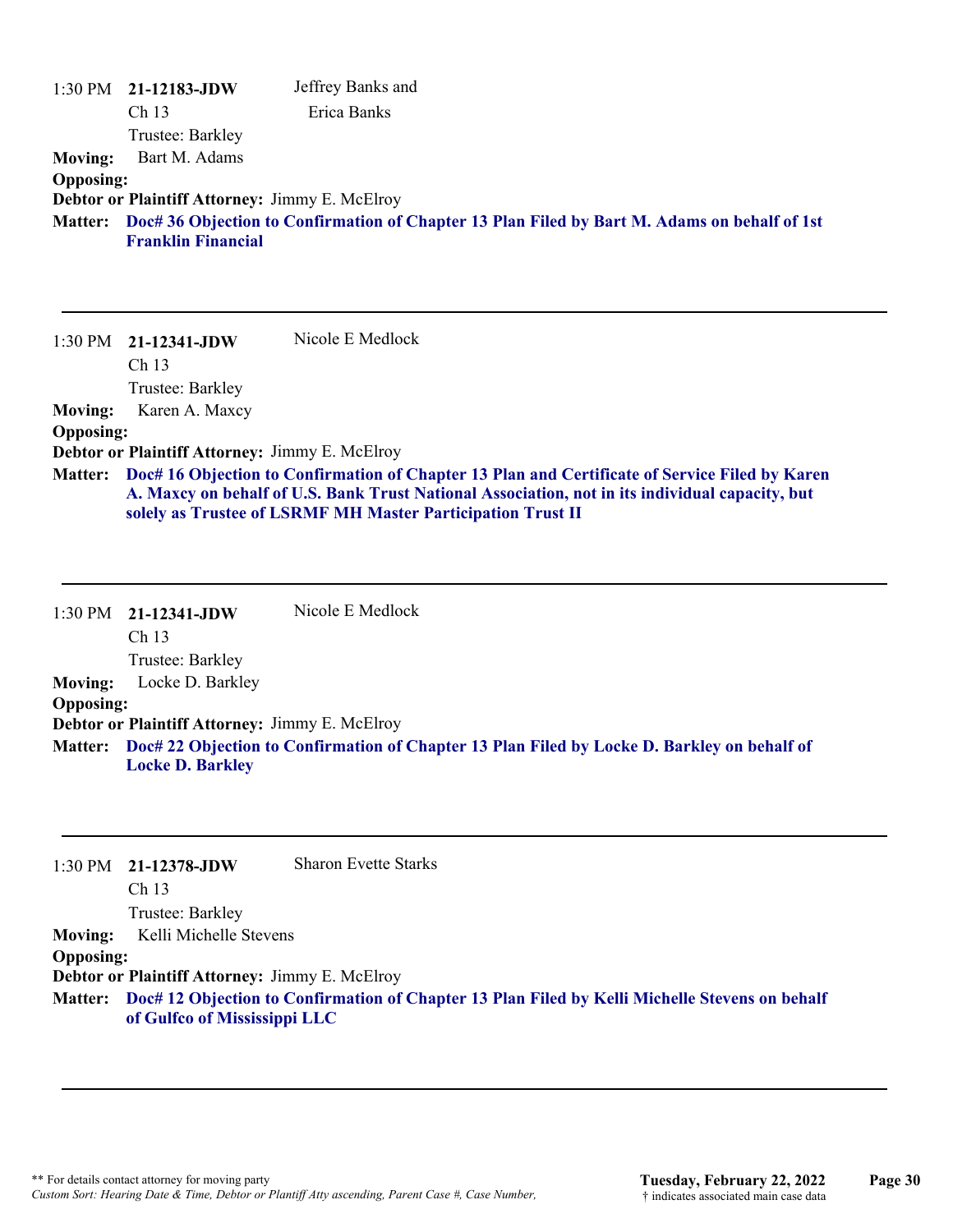1:30 PM **21-12183-JDW** Jeffrey Banks and Erica Banks
Ch 13
Trustee: Barkley

**Moving:** Bart M. Adams
**Opposing:**
**Debtor or Plaintiff Attorney:** Jimmy E. McElroy
**Matter:** **Doc# 36 Objection to Confirmation of Chapter 13 Plan Filed by Bart M. Adams on behalf of 1st Franklin Financial**

---

1:30 PM **21-12341-JDW** Nicole E Medlock
Ch 13
Trustee: Barkley

**Moving:** Karen A. Maxcy
**Opposing:**
**Debtor or Plaintiff Attorney:** Jimmy E. McElroy
**Matter:** **Doc# 16 Objection to Confirmation of Chapter 13 Plan and Certificate of Service Filed by Karen A. Maxcy on behalf of U.S. Bank Trust National Association, not in its individual capacity, but solely as Trustee of LSRMF MH Master Participation Trust II**

---

1:30 PM **21-12341-JDW** Nicole E Medlock
Ch 13
Trustee: Barkley

**Moving:** Locke D. Barkley
**Opposing:**
**Debtor or Plaintiff Attorney:** Jimmy E. McElroy
**Matter:** **Doc# 22 Objection to Confirmation of Chapter 13 Plan Filed by Locke D. Barkley on behalf of Locke D. Barkley**

---

1:30 PM **21-12378-JDW** Sharon Evette Starks
Ch 13
Trustee: Barkley

**Moving:** Kelli Michelle Stevens
**Opposing:**
**Debtor or Plaintiff Attorney:** Jimmy E. McElroy
**Matter:** **Doc# 12 Objection to Confirmation of Chapter 13 Plan Filed by Kelli Michelle Stevens on behalf of Gulfco of Mississippi LLC**

---

** For details contact attorney for moving party
*Custom Sort: Hearing Date & Time, Debtor or Plantiff Atty ascending, Parent Case #, Case Number,*

**Tuesday, February 22, 2022**
† indicates associated main case data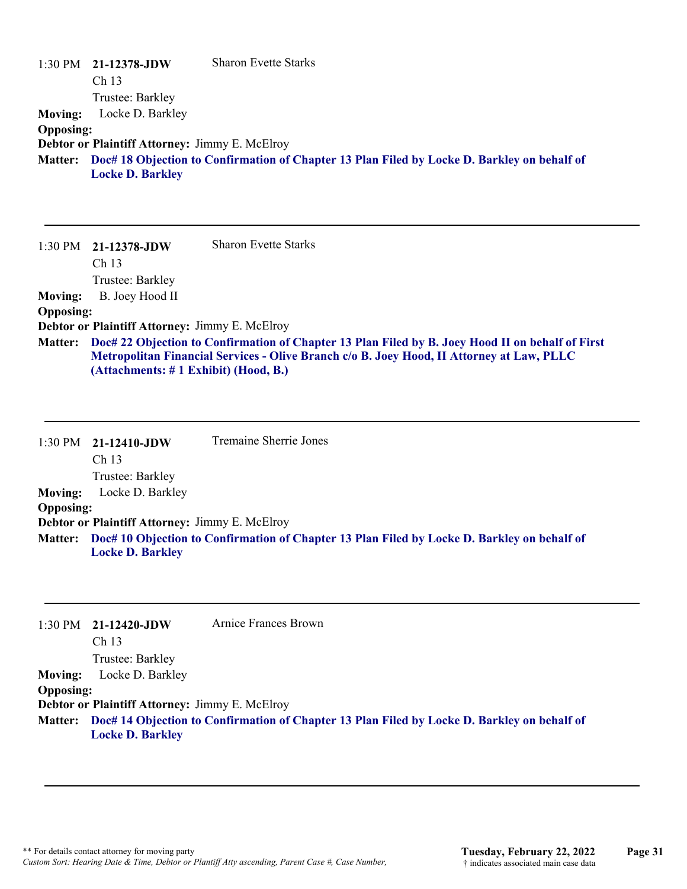1:30 PM **21-12378-JDW** Sharon Evette Starks
Ch 13
Trustee: Barkley

**Moving:** Locke D. Barkley
**Opposing:**
**Debtor or Plaintiff Attorney:** Jimmy E. McElroy
**Matter:** **Doc# 18 Objection to Confirmation of Chapter 13 Plan Filed by Locke D. Barkley on behalf of Locke D. Barkley**

---

1:30 PM **21-12378-JDW** Sharon Evette Starks
Ch 13
Trustee: Barkley

**Moving:** B. Joey Hood II
**Opposing:**
**Debtor or Plaintiff Attorney:** Jimmy E. McElroy
**Matter:** **Doc# 22 Objection to Confirmation of Chapter 13 Plan Filed by B. Joey Hood II on behalf of First Metropolitan Financial Services - Olive Branch c/o B. Joey Hood, II Attorney at Law, PLLC (Attachments: # 1 Exhibit) (Hood, B.)**

---

1:30 PM **21-12410-JDW** Tremaine Sherrie Jones
Ch 13
Trustee: Barkley

**Moving:** Locke D. Barkley
**Opposing:**
**Debtor or Plaintiff Attorney:** Jimmy E. McElroy
**Matter:** **Doc# 10 Objection to Confirmation of Chapter 13 Plan Filed by Locke D. Barkley on behalf of Locke D. Barkley**

---

1:30 PM **21-12420-JDW** Arnice Frances Brown
Ch 13
Trustee: Barkley

**Moving:** Locke D. Barkley
**Opposing:**
**Debtor or Plaintiff Attorney:** Jimmy E. McElroy
**Matter:** **Doc# 14 Objection to Confirmation of Chapter 13 Plan Filed by Locke D. Barkley on behalf of Locke D. Barkley**

---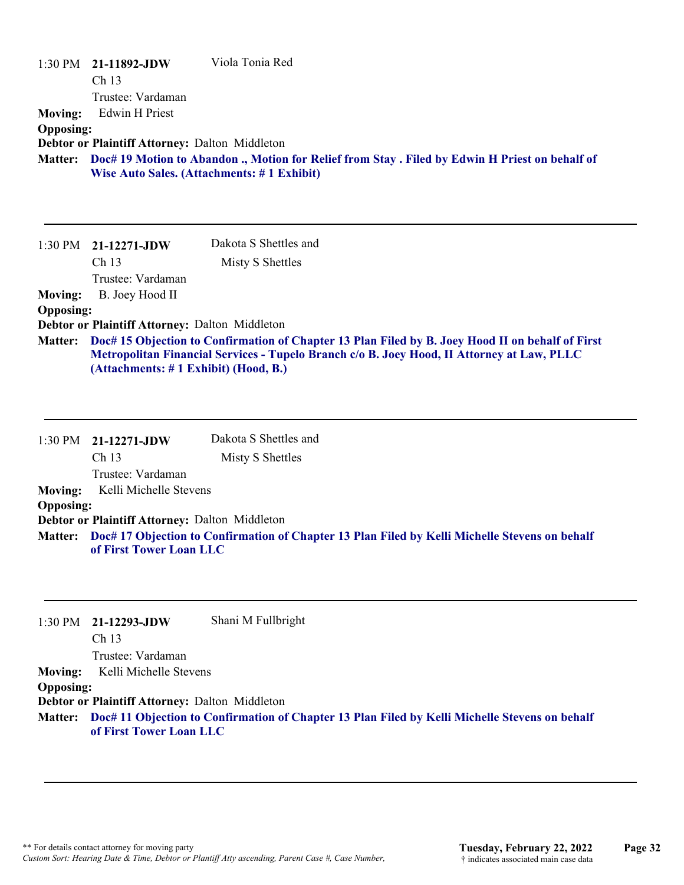1:30 PM **21-11892-JDW** Viola Tonia Red
Ch 13
Trustee: Vardaman

**Moving:** Edwin H Priest
**Opposing:**
**Debtor or Plaintiff Attorney:** Dalton Middleton
**Matter:** **Doc# 19 Motion to Abandon ., Motion for Relief from Stay . Filed by Edwin H Priest on behalf of Wise Auto Sales. (Attachments: # 1 Exhibit)**

---

1:30 PM **21-12271-JDW** Dakota S Shettles and Misty S Shettles
Ch 13
Trustee: Vardaman

**Moving:** B. Joey Hood II
**Opposing:**
**Debtor or Plaintiff Attorney:** Dalton Middleton
**Matter:** **Doc# 15 Objection to Confirmation of Chapter 13 Plan Filed by B. Joey Hood II on behalf of First Metropolitan Financial Services - Tupelo Branch c/o B. Joey Hood, II Attorney at Law, PLLC (Attachments: # 1 Exhibit) (Hood, B.)**

---

1:30 PM **21-12271-JDW** Dakota S Shettles and Misty S Shettles
Ch 13
Trustee: Vardaman

**Moving:** Kelli Michelle Stevens
**Opposing:**
**Debtor or Plaintiff Attorney:** Dalton Middleton
**Matter:** **Doc# 17 Objection to Confirmation of Chapter 13 Plan Filed by Kelli Michelle Stevens on behalf of First Tower Loan LLC**

---

1:30 PM **21-12293-JDW** Shani M Fullbright
Ch 13
Trustee: Vardaman

**Moving:** Kelli Michelle Stevens
**Opposing:**
**Debtor or Plaintiff Attorney:** Dalton Middleton
**Matter:** **Doc# 11 Objection to Confirmation of Chapter 13 Plan Filed by Kelli Michelle Stevens on behalf of First Tower Loan LLC**

---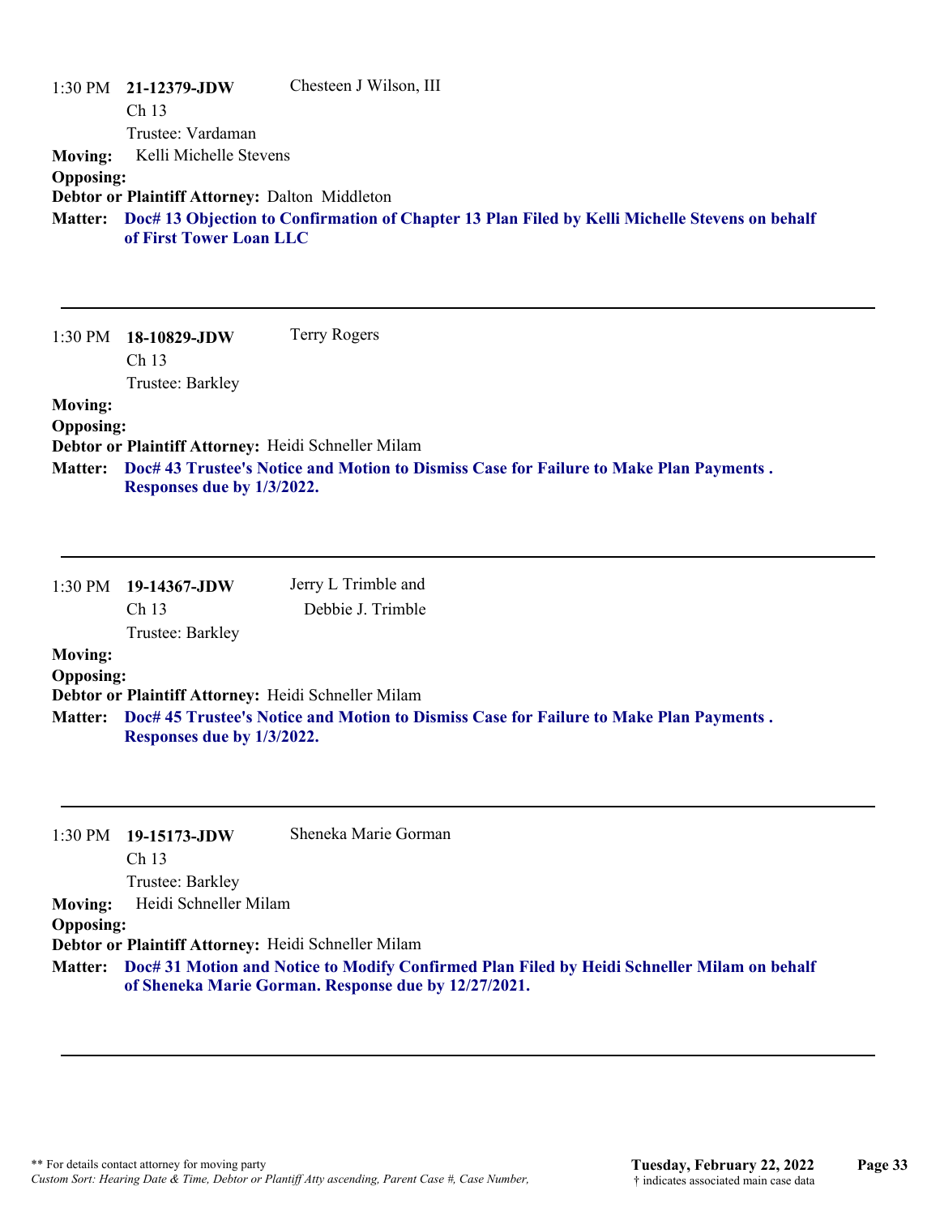1:30 PM **21-12379-JDW** Chesteen J Wilson, III
Ch 13
Trustee: Vardaman

**Moving:** Kelli Michelle Stevens
**Opposing:**
**Debtor or Plaintiff Attorney:** Dalton Middleton
**Matter:** **Doc# 13 Objection to Confirmation of Chapter 13 Plan Filed by Kelli Michelle Stevens on behalf of First Tower Loan LLC**

---

1:30 PM **18-10829-JDW** Terry Rogers
Ch 13
Trustee: Barkley

**Moving:**
**Opposing:**
**Debtor or Plaintiff Attorney:** Heidi Schneller Milam
**Matter:** **Doc# 43 Trustee's Notice and Motion to Dismiss Case for Failure to Make Plan Payments . Responses due by 1/3/2022.**

---

1:30 PM **19-14367-JDW** Jerry L Trimble and Debbie J. Trimble
Ch 13
Trustee: Barkley

**Moving:**
**Opposing:**
**Debtor or Plaintiff Attorney:** Heidi Schneller Milam
**Matter:** **Doc# 45 Trustee's Notice and Motion to Dismiss Case for Failure to Make Plan Payments . Responses due by 1/3/2022.**

---

1:30 PM **19-15173-JDW** Sheneka Marie Gorman
Ch 13
Trustee: Barkley

**Moving:** Heidi Schneller Milam
**Opposing:**
**Debtor or Plaintiff Attorney:** Heidi Schneller Milam
**Matter:** **Doc# 31 Motion and Notice to Modify Confirmed Plan Filed by Heidi Schneller Milam on behalf of Sheneka Marie Gorman. Response due by 12/27/2021.**

---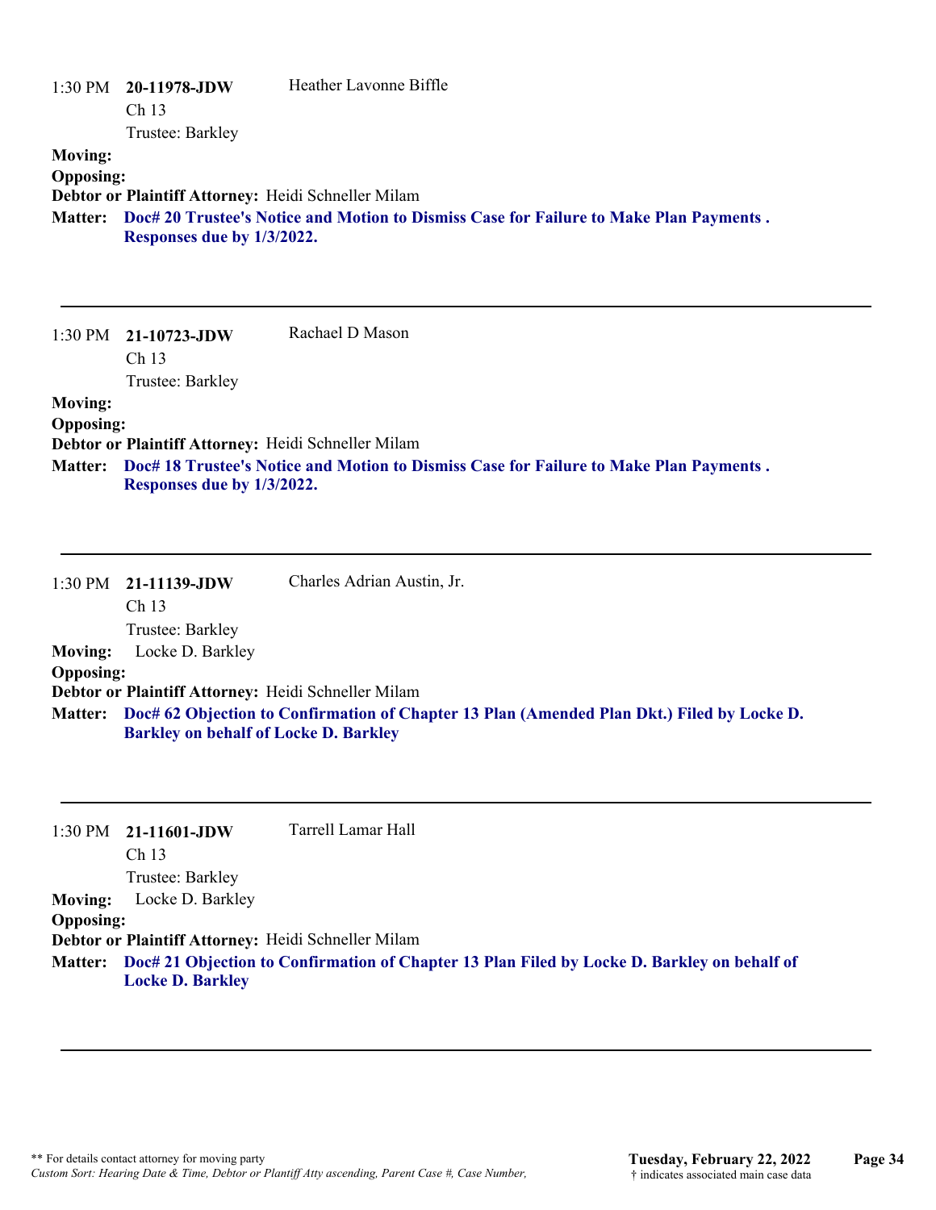1:30 PM **20-11978-JDW** Heather Lavonne Biffle
Ch 13
Trustee: Barkley

**Moving:**
**Opposing:**
**Debtor or Plaintiff Attorney:** Heidi Schneller Milam
**Matter:** **Doc# 20 Trustee's Notice and Motion to Dismiss Case for Failure to Make Plan Payments . Responses due by 1/3/2022.**

---

1:30 PM **21-10723-JDW** Rachael D Mason
Ch 13
Trustee: Barkley

**Moving:**
**Opposing:**
**Debtor or Plaintiff Attorney:** Heidi Schneller Milam
**Matter:** **Doc# 18 Trustee's Notice and Motion to Dismiss Case for Failure to Make Plan Payments . Responses due by 1/3/2022.**

---

1:30 PM **21-11139-JDW** Charles Adrian Austin, Jr.
Ch 13
Trustee: Barkley

**Moving:** Locke D. Barkley
**Opposing:**
**Debtor or Plaintiff Attorney:** Heidi Schneller Milam
**Matter:** **Doc# 62 Objection to Confirmation of Chapter 13 Plan (Amended Plan Dkt.) Filed by Locke D. Barkley on behalf of Locke D. Barkley**

---

1:30 PM **21-11601-JDW** Tarrell Lamar Hall
Ch 13
Trustee: Barkley

**Moving:** Locke D. Barkley
**Opposing:**
**Debtor or Plaintiff Attorney:** Heidi Schneller Milam
**Matter:** **Doc# 21 Objection to Confirmation of Chapter 13 Plan Filed by Locke D. Barkley on behalf of Locke D. Barkley**

---

** For details contact attorney for moving party
*Custom Sort: Hearing Date & Time, Debtor or Plantiff Atty ascending, Parent Case #, Case Number,*

**Tuesday, February 22, 2022**
† indicates associated main case data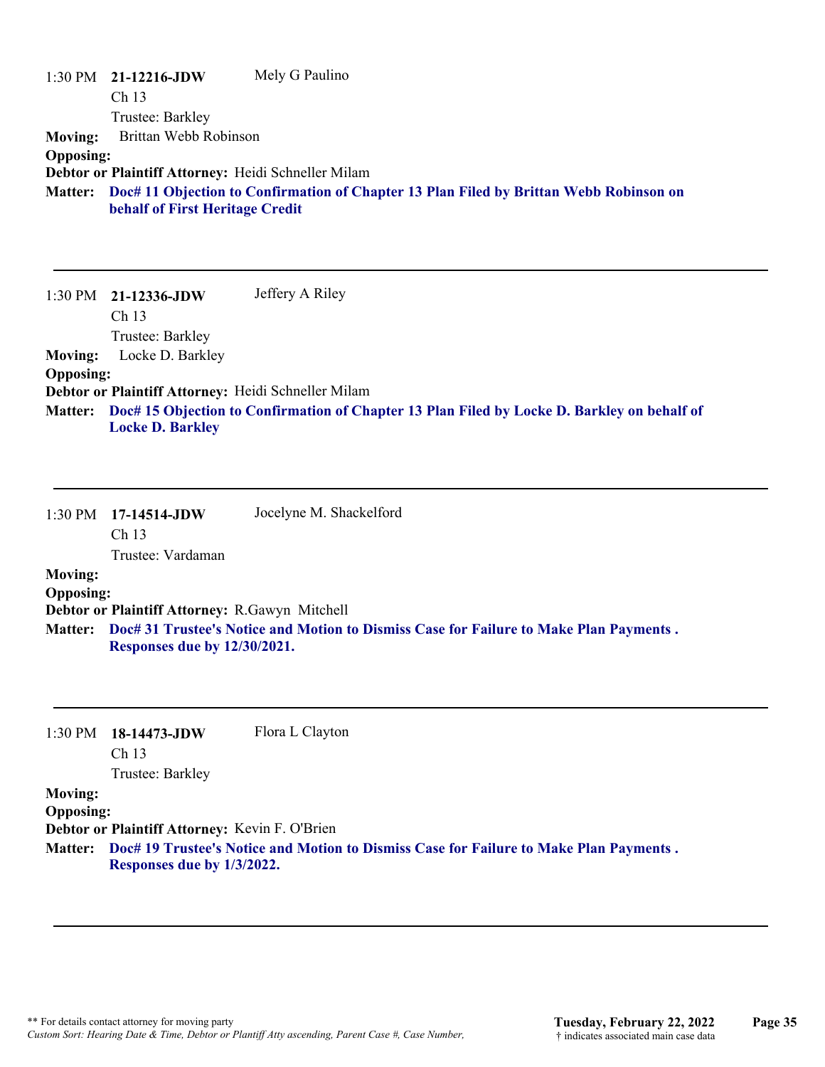1:30 PM **21-12216-JDW** Mely G Paulino
Ch 13
Trustee: Barkley

**Moving:** Brittan Webb Robinson
**Opposing:**
**Debtor or Plaintiff Attorney:** Heidi Schneller Milam
**Matter:** **Doc# 11 Objection to Confirmation of Chapter 13 Plan Filed by Brittan Webb Robinson on behalf of First Heritage Credit**

---

1:30 PM **21-12336-JDW** Jeffery A Riley
Ch 13
Trustee: Barkley

**Moving:** Locke D. Barkley
**Opposing:**
**Debtor or Plaintiff Attorney:** Heidi Schneller Milam
**Matter:** **Doc# 15 Objection to Confirmation of Chapter 13 Plan Filed by Locke D. Barkley on behalf of Locke D. Barkley**

---

1:30 PM **17-14514-JDW** Jocelyne M. Shackelford
Ch 13
Trustee: Vardaman

**Moving:**
**Opposing:**
**Debtor or Plaintiff Attorney:** R.Gawyn Mitchell
**Matter:** **Doc# 31 Trustee's Notice and Motion to Dismiss Case for Failure to Make Plan Payments . Responses due by 12/30/2021.**

---

1:30 PM **18-14473-JDW** Flora L Clayton
Ch 13
Trustee: Barkley

**Moving:**
**Opposing:**
**Debtor or Plaintiff Attorney:** Kevin F. O'Brien
**Matter:** **Doc# 19 Trustee's Notice and Motion to Dismiss Case for Failure to Make Plan Payments . Responses due by 1/3/2022.**

---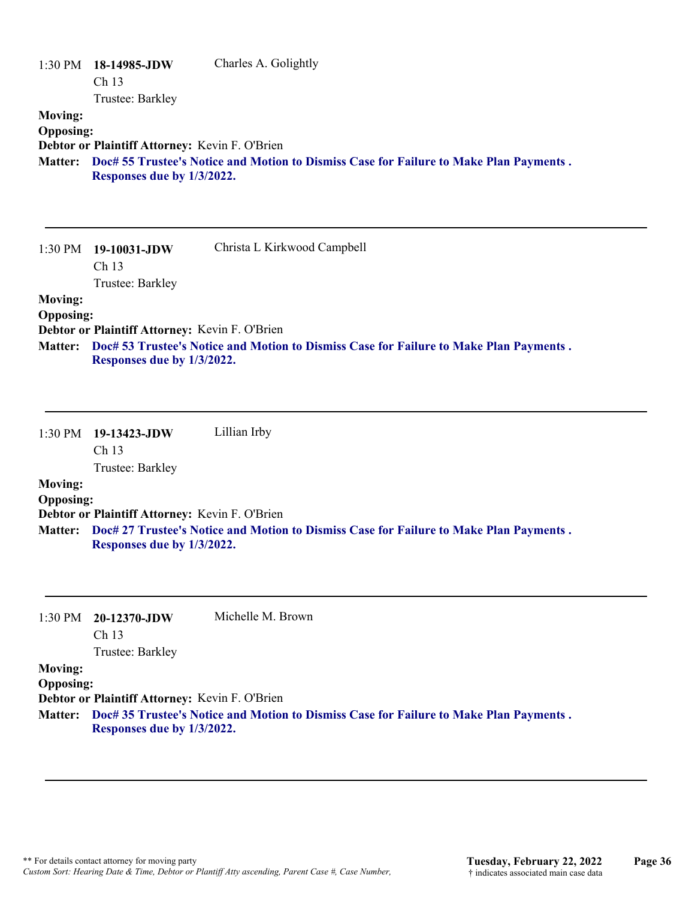1:30 PM **18-14985-JDW** Charles A. Golightly
Ch 13
Trustee: Barkley

**Moving:**
**Opposing:**
**Debtor or Plaintiff Attorney:** Kevin F. O'Brien
**Matter:** **Doc# 55 Trustee's Notice and Motion to Dismiss Case for Failure to Make Plan Payments . Responses due by 1/3/2022.**

---

1:30 PM **19-10031-JDW** Christa L Kirkwood Campbell
Ch 13
Trustee: Barkley

**Moving:**
**Opposing:**
**Debtor or Plaintiff Attorney:** Kevin F. O'Brien
**Matter:** **Doc# 53 Trustee's Notice and Motion to Dismiss Case for Failure to Make Plan Payments . Responses due by 1/3/2022.**

---

1:30 PM **19-13423-JDW** Lillian Irby
Ch 13
Trustee: Barkley

**Moving:**
**Opposing:**
**Debtor or Plaintiff Attorney:** Kevin F. O'Brien
**Matter:** **Doc# 27 Trustee's Notice and Motion to Dismiss Case for Failure to Make Plan Payments . Responses due by 1/3/2022.**

---

1:30 PM **20-12370-JDW** Michelle M. Brown
Ch 13
Trustee: Barkley

**Moving:**
**Opposing:**
**Debtor or Plaintiff Attorney:** Kevin F. O'Brien
**Matter:** **Doc# 35 Trustee's Notice and Motion to Dismiss Case for Failure to Make Plan Payments . Responses due by 1/3/2022.**

---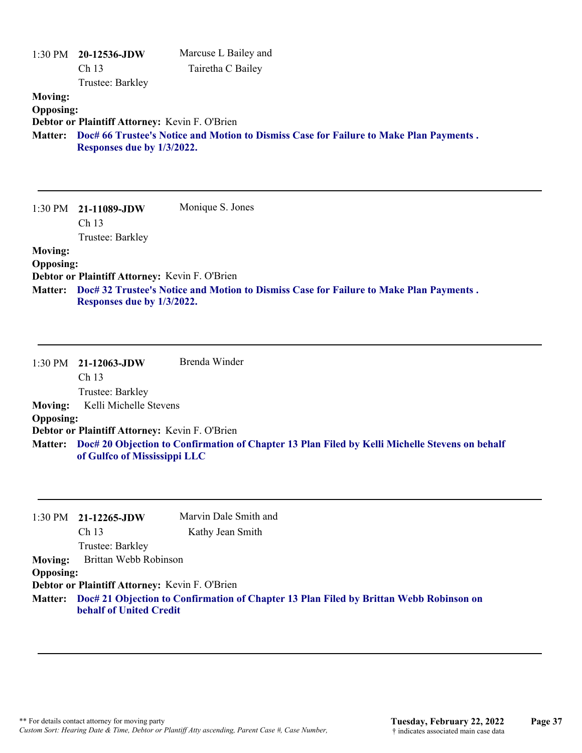1:30 PM **20-12536-JDW** Marcuse L Bailey and Tairetha C Bailey
Ch 13
Trustee: Barkley

**Moving:**
**Opposing:**
**Debtor or Plaintiff Attorney:** Kevin F. O'Brien
**Matter:** **Doc# 66 Trustee's Notice and Motion to Dismiss Case for Failure to Make Plan Payments . Responses due by 1/3/2022.**

---

1:30 PM **21-11089-JDW** Monique S. Jones
Ch 13
Trustee: Barkley

**Moving:**
**Opposing:**
**Debtor or Plaintiff Attorney:** Kevin F. O'Brien
**Matter:** **Doc# 32 Trustee's Notice and Motion to Dismiss Case for Failure to Make Plan Payments . Responses due by 1/3/2022.**

---

1:30 PM **21-12063-JDW** Brenda Winder
Ch 13
Trustee: Barkley

**Moving:** Kelli Michelle Stevens
**Opposing:**
**Debtor or Plaintiff Attorney:** Kevin F. O'Brien
**Matter:** **Doc# 20 Objection to Confirmation of Chapter 13 Plan Filed by Kelli Michelle Stevens on behalf of Gulfco of Mississippi LLC**

---

1:30 PM **21-12265-JDW** Marvin Dale Smith and Kathy Jean Smith
Ch 13
Trustee: Barkley

**Moving:** Brittan Webb Robinson
**Opposing:**
**Debtor or Plaintiff Attorney:** Kevin F. O'Brien
**Matter:** **Doc# 21 Objection to Confirmation of Chapter 13 Plan Filed by Brittan Webb Robinson on behalf of United Credit**

---

** For details contact attorney for moving party
*Custom Sort: Hearing Date & Time, Debtor or Plantiff Atty ascending, Parent Case #, Case Number,*

**Tuesday, February 22, 2022**
† indicates associated main case data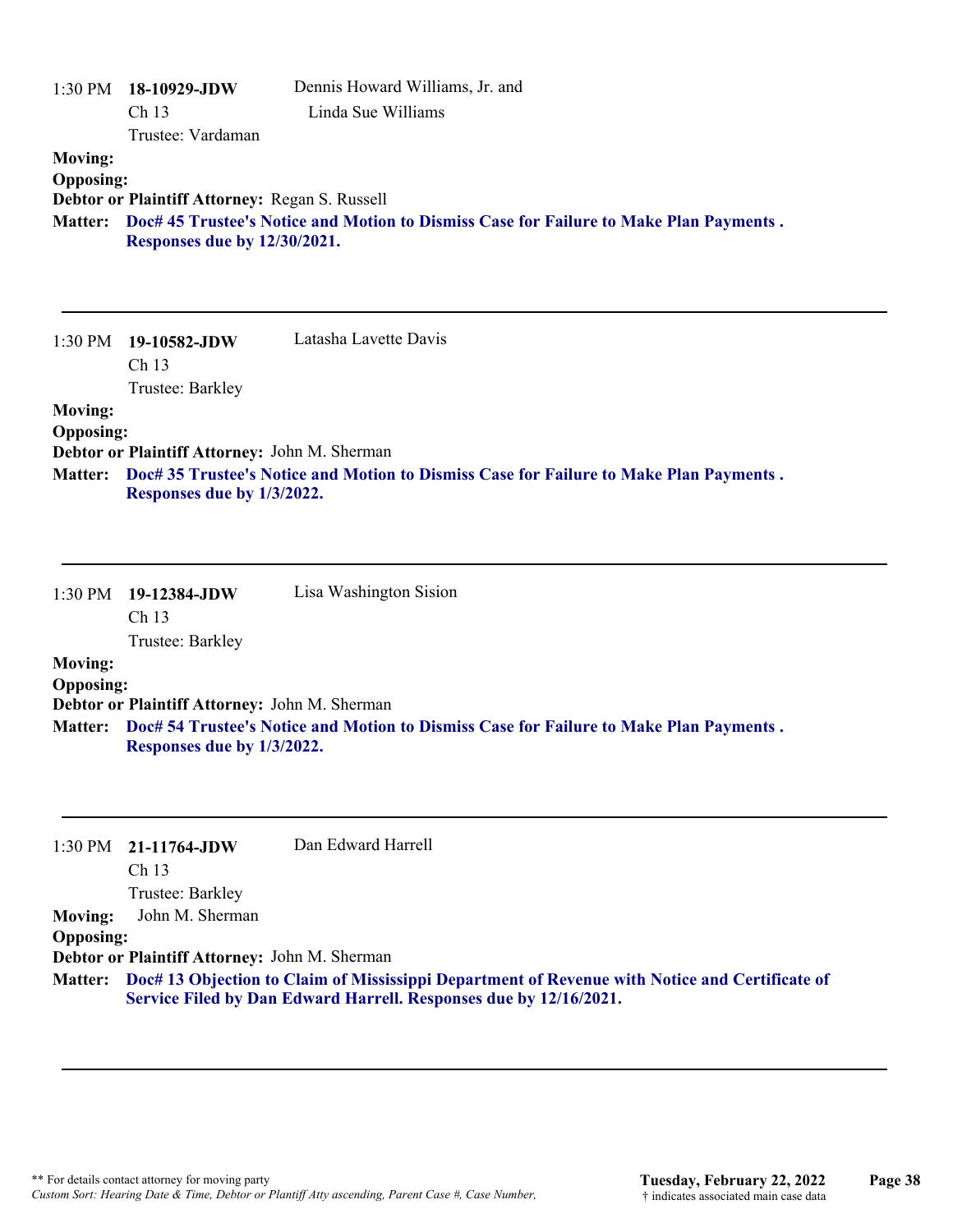1:30 PM **18-10929-JDW** Dennis Howard Williams, Jr. and Linda Sue Williams

Ch 13

Trustee: Vardaman

**Moving:**

**Opposing:**

**Debtor or Plaintiff Attorney:** Regan S. Russell

**Matter:** **Doc# 45 Trustee's Notice and Motion to Dismiss Case for Failure to Make Plan Payments . Responses due by 12/30/2021.**

---

1:30 PM **19-10582-JDW** Latasha Lavette Davis

Ch 13

Trustee: Barkley

**Moving:**

**Opposing:**

**Debtor or Plaintiff Attorney:** John M. Sherman

**Matter:** **Doc# 35 Trustee's Notice and Motion to Dismiss Case for Failure to Make Plan Payments . Responses due by 1/3/2022.**

---

1:30 PM **19-12384-JDW** Lisa Washington Sision

Ch 13

Trustee: Barkley

**Moving:**

**Opposing:**

**Debtor or Plaintiff Attorney:** John M. Sherman

**Matter:** **Doc# 54 Trustee's Notice and Motion to Dismiss Case for Failure to Make Plan Payments . Responses due by 1/3/2022.**

---

1:30 PM **21-11764-JDW** Dan Edward Harrell

Ch 13

Trustee: Barkley

**Moving:** John M. Sherman

**Opposing:**

**Debtor or Plaintiff Attorney:** John M. Sherman

**Matter:** **Doc# 13 Objection to Claim of Mississippi Department of Revenue with Notice and Certificate of Service Filed by Dan Edward Harrell. Responses due by 12/16/2021.**

---

** For details contact attorney for moving party

*Custom Sort: Hearing Date & Time, Debtor or Plantiff Atty ascending, Parent Case #, Case Number,*

**Tuesday, February 22, 2022**

† indicates associated main case data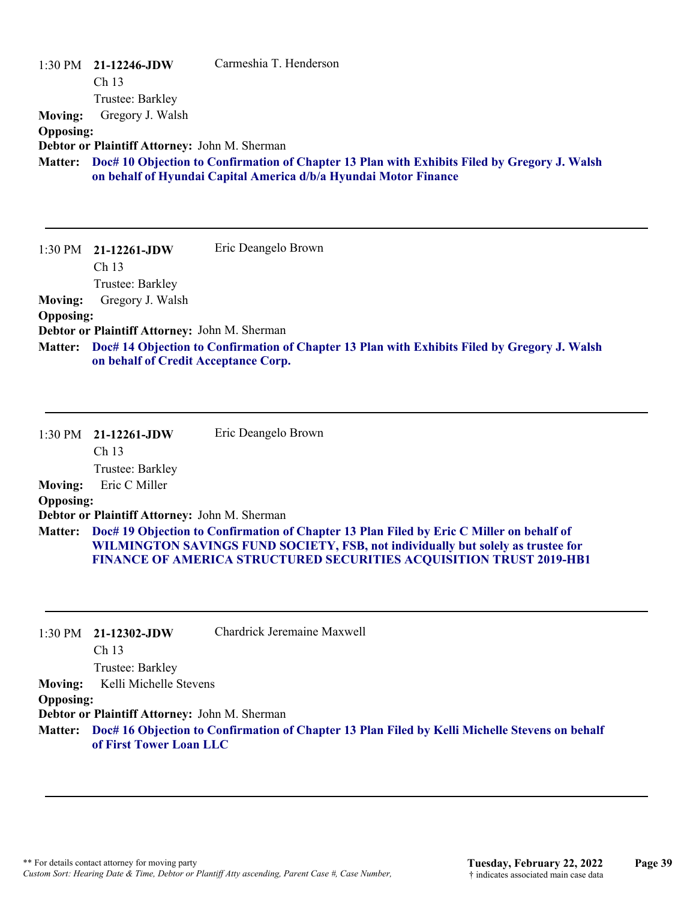1:30 PM **21-12246-JDW** Carmeshia T. Henderson
Ch 13
Trustee: Barkley

**Moving:** Gregory J. Walsh
**Opposing:**
**Debtor or Plaintiff Attorney:** John M. Sherman
**Matter:** **Doc# 10 Objection to Confirmation of Chapter 13 Plan with Exhibits Filed by Gregory J. Walsh on behalf of Hyundai Capital America d/b/a Hyundai Motor Finance**

---

1:30 PM **21-12261-JDW** Eric Deangelo Brown
Ch 13
Trustee: Barkley

**Moving:** Gregory J. Walsh
**Opposing:**
**Debtor or Plaintiff Attorney:** John M. Sherman
**Matter:** **Doc# 14 Objection to Confirmation of Chapter 13 Plan with Exhibits Filed by Gregory J. Walsh on behalf of Credit Acceptance Corp.**

---

1:30 PM **21-12261-JDW** Eric Deangelo Brown
Ch 13
Trustee: Barkley

**Moving:** Eric C Miller
**Opposing:**
**Debtor or Plaintiff Attorney:** John M. Sherman
**Matter:** **Doc# 19 Objection to Confirmation of Chapter 13 Plan Filed by Eric C Miller on behalf of WILMINGTON SAVINGS FUND SOCIETY, FSB, not individually but solely as trustee for FINANCE OF AMERICA STRUCTURED SECURITIES ACQUISITION TRUST 2019-HB1**

---

1:30 PM **21-12302-JDW** Chardrick Jeremaine Maxwell
Ch 13
Trustee: Barkley

**Moving:** Kelli Michelle Stevens
**Opposing:**
**Debtor or Plaintiff Attorney:** John M. Sherman
**Matter:** **Doc# 16 Objection to Confirmation of Chapter 13 Plan Filed by Kelli Michelle Stevens on behalf of First Tower Loan LLC**

---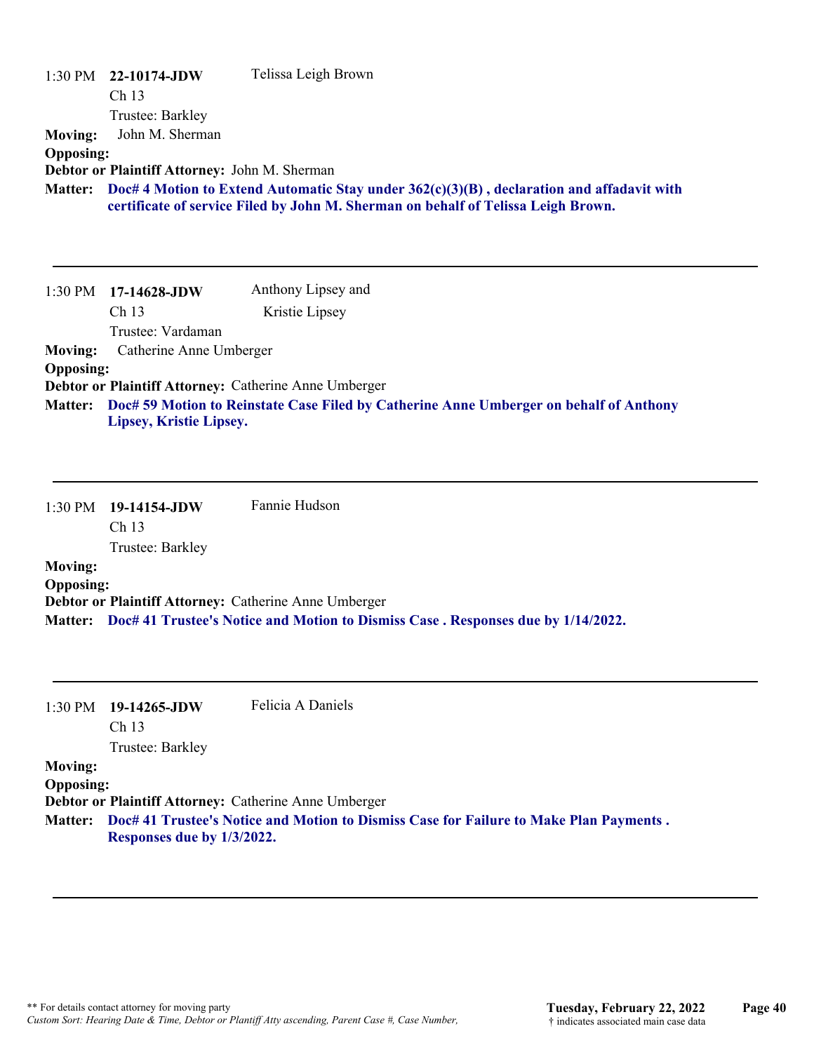1:30 PM **22-10174-JDW** Telissa Leigh Brown
Ch 13
Trustee: Barkley

**Moving:** John M. Sherman
**Opposing:**
**Debtor or Plaintiff Attorney:** John M. Sherman
**Matter:** **Doc# 4 Motion to Extend Automatic Stay under 362(c)(3)(B) , declaration and affadavit with certificate of service Filed by John M. Sherman on behalf of Telissa Leigh Brown.**

---

1:30 PM **17-14628-JDW** Anthony Lipsey and Kristie Lipsey
Ch 13
Trustee: Vardaman

**Moving:** Catherine Anne Umberger
**Opposing:**
**Debtor or Plaintiff Attorney:** Catherine Anne Umberger
**Matter:** **Doc# 59 Motion to Reinstate Case Filed by Catherine Anne Umberger on behalf of Anthony Lipsey, Kristie Lipsey.**

---

1:30 PM **19-14154-JDW** Fannie Hudson
Ch 13
Trustee: Barkley

**Moving:**
**Opposing:**
**Debtor or Plaintiff Attorney:** Catherine Anne Umberger
**Matter:** **Doc# 41 Trustee's Notice and Motion to Dismiss Case . Responses due by 1/14/2022.**

---

1:30 PM **19-14265-JDW** Felicia A Daniels
Ch 13
Trustee: Barkley

**Moving:**
**Opposing:**
**Debtor or Plaintiff Attorney:** Catherine Anne Umberger
**Matter:** **Doc# 41 Trustee's Notice and Motion to Dismiss Case for Failure to Make Plan Payments . Responses due by 1/3/2022.**

---

** For details contact attorney for moving party
*Custom Sort: Hearing Date & Time, Debtor or Plantiff Atty ascending, Parent Case #, Case Number,*

**Tuesday, February 22, 2022**
† indicates associated main case data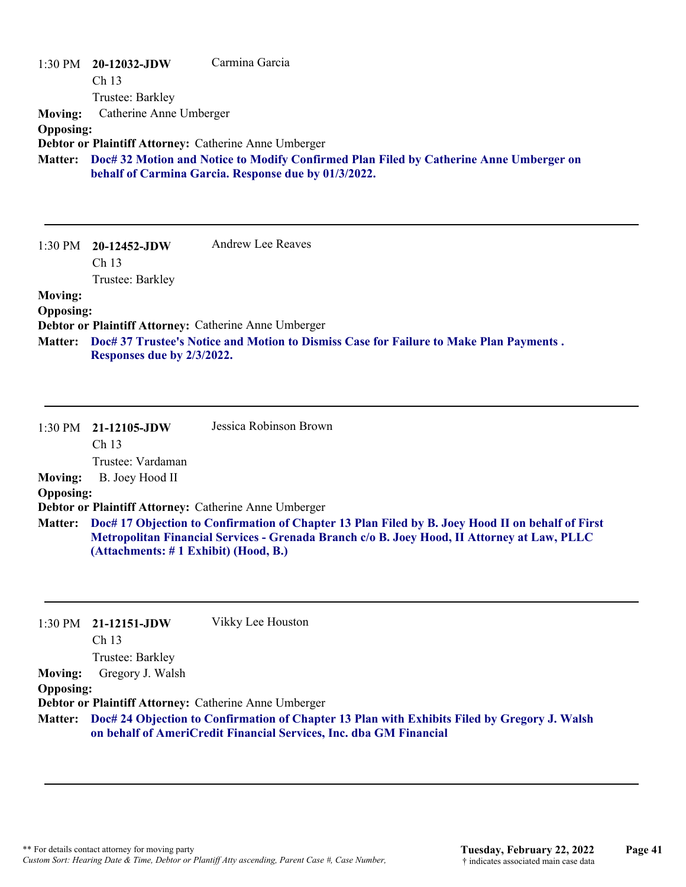1:30 PM **20-12032-JDW** Carmina Garcia
Ch 13
Trustee: Barkley

**Moving:** Catherine Anne Umberger

**Opposing:**

**Debtor or Plaintiff Attorney:** Catherine Anne Umberger

**Matter:** **Doc# 32 Motion and Notice to Modify Confirmed Plan Filed by Catherine Anne Umberger on behalf of Carmina Garcia. Response due by 01/3/2022.**

---

1:30 PM **20-12452-JDW** Andrew Lee Reaves
Ch 13
Trustee: Barkley

**Moving:**

**Opposing:**

**Debtor or Plaintiff Attorney:** Catherine Anne Umberger

**Matter:** **Doc# 37 Trustee's Notice and Motion to Dismiss Case for Failure to Make Plan Payments . Responses due by 2/3/2022.**

---

1:30 PM **21-12105-JDW** Jessica Robinson Brown
Ch 13
Trustee: Vardaman

**Moving:** B. Joey Hood II

**Opposing:**

**Debtor or Plaintiff Attorney:** Catherine Anne Umberger

**Matter:** **Doc# 17 Objection to Confirmation of Chapter 13 Plan Filed by B. Joey Hood II on behalf of First Metropolitan Financial Services - Grenada Branch c/o B. Joey Hood, II Attorney at Law, PLLC (Attachments: # 1 Exhibit) (Hood, B.)**

---

1:30 PM **21-12151-JDW** Vikky Lee Houston
Ch 13
Trustee: Barkley

**Moving:** Gregory J. Walsh

**Opposing:**

**Debtor or Plaintiff Attorney:** Catherine Anne Umberger

**Matter:** **Doc# 24 Objection to Confirmation of Chapter 13 Plan with Exhibits Filed by Gregory J. Walsh on behalf of AmeriCredit Financial Services, Inc. dba GM Financial**

---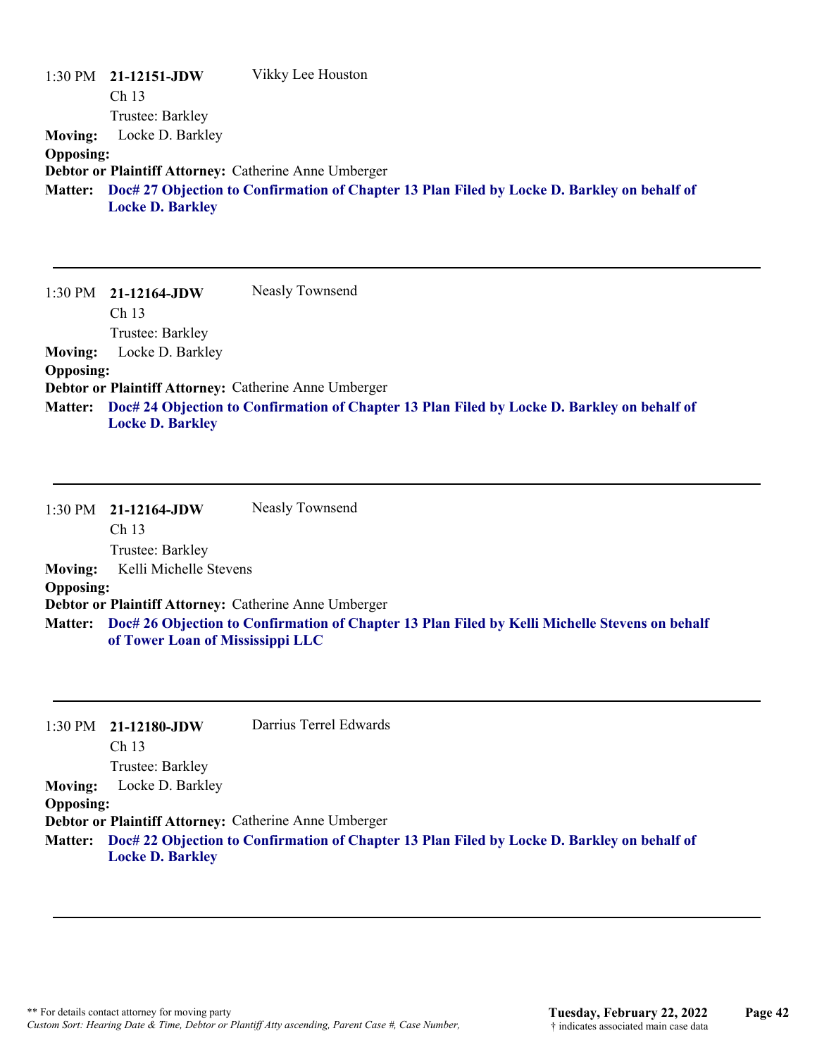1:30 PM **21-12151-JDW** Vikky Lee Houston
Ch 13
Trustee: Barkley
**Moving:** Locke D. Barkley
**Opposing:**
**Debtor or Plaintiff Attorney:** Catherine Anne Umberger
**Matter:** **Doc# 27 Objection to Confirmation of Chapter 13 Plan Filed by Locke D. Barkley on behalf of Locke D. Barkley**

---

1:30 PM **21-12164-JDW** Neasly Townsend
Ch 13
Trustee: Barkley
**Moving:** Locke D. Barkley
**Opposing:**
**Debtor or Plaintiff Attorney:** Catherine Anne Umberger
**Matter:** **Doc# 24 Objection to Confirmation of Chapter 13 Plan Filed by Locke D. Barkley on behalf of Locke D. Barkley**

---

1:30 PM **21-12164-JDW** Neasly Townsend
Ch 13
Trustee: Barkley
**Moving:** Kelli Michelle Stevens
**Opposing:**
**Debtor or Plaintiff Attorney:** Catherine Anne Umberger
**Matter:** **Doc# 26 Objection to Confirmation of Chapter 13 Plan Filed by Kelli Michelle Stevens on behalf of Tower Loan of Mississippi LLC**

---

1:30 PM **21-12180-JDW** Darrius Terrel Edwards
Ch 13
Trustee: Barkley
**Moving:** Locke D. Barkley
**Opposing:**
**Debtor or Plaintiff Attorney:** Catherine Anne Umberger
**Matter:** **Doc# 22 Objection to Confirmation of Chapter 13 Plan Filed by Locke D. Barkley on behalf of Locke D. Barkley**

---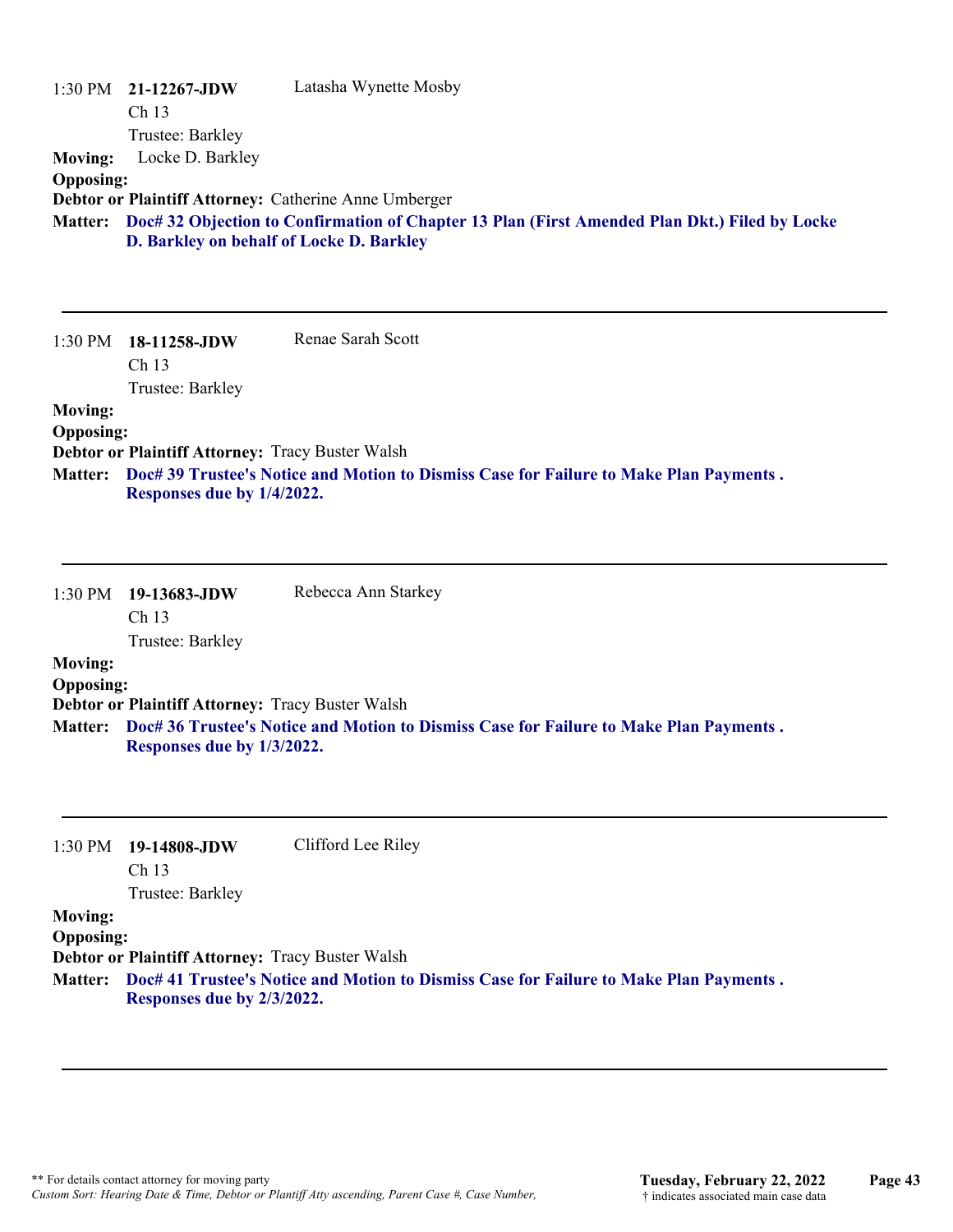1:30 PM **21-12267-JDW** Latasha Wynette Mosby
Ch 13
Trustee: Barkley

**Moving:** Locke D. Barkley
**Opposing:**
**Debtor or Plaintiff Attorney:** Catherine Anne Umberger
**Matter:** **Doc# 32 Objection to Confirmation of Chapter 13 Plan (First Amended Plan Dkt.) Filed by Locke D. Barkley on behalf of Locke D. Barkley**

---

1:30 PM **18-11258-JDW** Renae Sarah Scott
Ch 13
Trustee: Barkley

**Moving:**
**Opposing:**
**Debtor or Plaintiff Attorney:** Tracy Buster Walsh
**Matter:** **Doc# 39 Trustee's Notice and Motion to Dismiss Case for Failure to Make Plan Payments . Responses due by 1/4/2022.**

---

1:30 PM **19-13683-JDW** Rebecca Ann Starkey
Ch 13
Trustee: Barkley

**Moving:**
**Opposing:**
**Debtor or Plaintiff Attorney:** Tracy Buster Walsh
**Matter:** **Doc# 36 Trustee's Notice and Motion to Dismiss Case for Failure to Make Plan Payments . Responses due by 1/3/2022.**

---

1:30 PM **19-14808-JDW** Clifford Lee Riley
Ch 13
Trustee: Barkley

**Moving:**
**Opposing:**
**Debtor or Plaintiff Attorney:** Tracy Buster Walsh
**Matter:** **Doc# 41 Trustee's Notice and Motion to Dismiss Case for Failure to Make Plan Payments . Responses due by 2/3/2022.**

---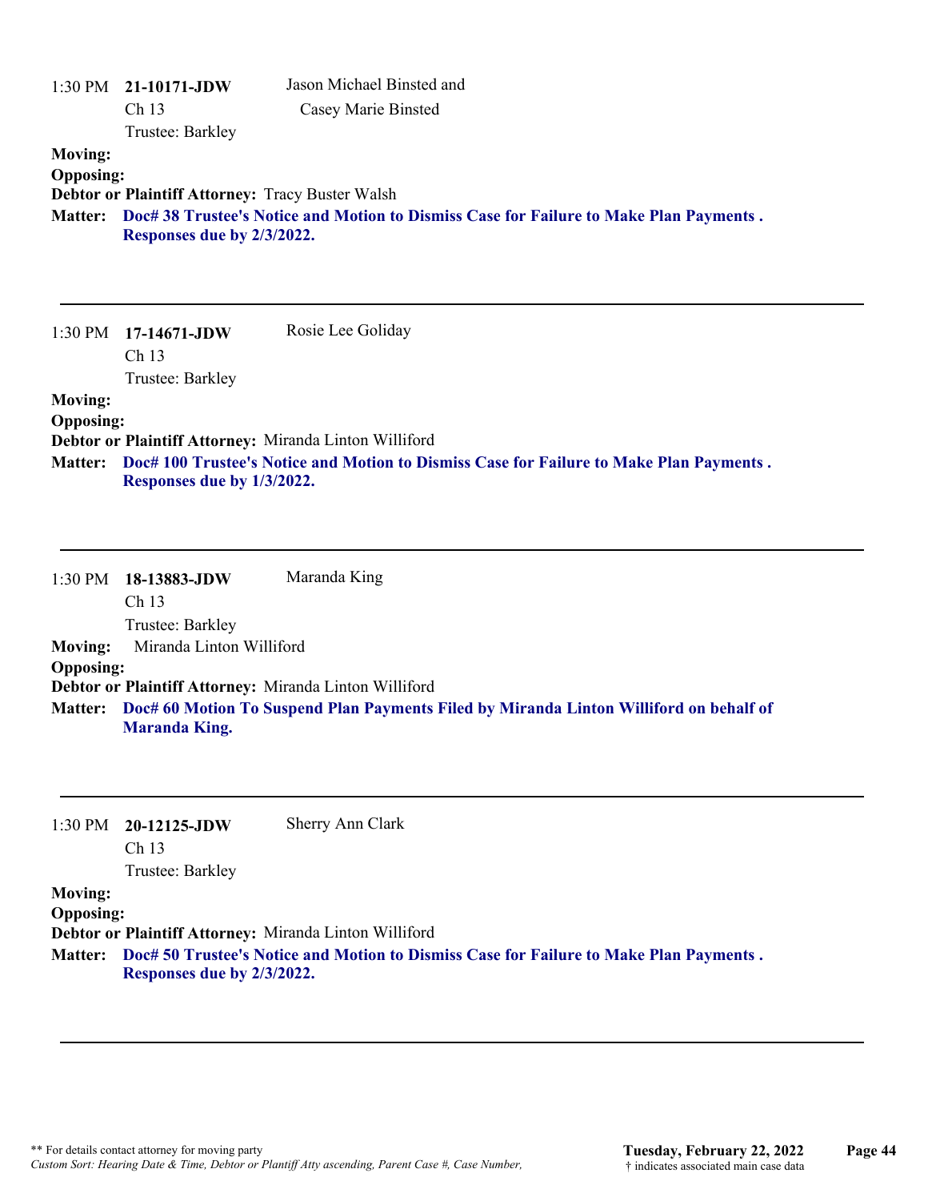1:30 PM **21-10171-JDW** Jason Michael Binsted and Casey Marie Binsted
Ch 13
Trustee: Barkley

**Moving:**
**Opposing:**
**Debtor or Plaintiff Attorney:** Tracy Buster Walsh
**Matter:** **Doc# 38 Trustee's Notice and Motion to Dismiss Case for Failure to Make Plan Payments . Responses due by 2/3/2022.**

---

1:30 PM **17-14671-JDW** Rosie Lee Goliday
Ch 13
Trustee: Barkley

**Moving:**
**Opposing:**
**Debtor or Plaintiff Attorney:** Miranda Linton Williford
**Matter:** **Doc# 100 Trustee's Notice and Motion to Dismiss Case for Failure to Make Plan Payments . Responses due by 1/3/2022.**

---

1:30 PM **18-13883-JDW** Maranda King
Ch 13
Trustee: Barkley

**Moving:** Miranda Linton Williford
**Opposing:**
**Debtor or Plaintiff Attorney:** Miranda Linton Williford
**Matter:** **Doc# 60 Motion To Suspend Plan Payments Filed by Miranda Linton Williford on behalf of Maranda King.**

---

1:30 PM **20-12125-JDW** Sherry Ann Clark
Ch 13
Trustee: Barkley

**Moving:**
**Opposing:**
**Debtor or Plaintiff Attorney:** Miranda Linton Williford
**Matter:** **Doc# 50 Trustee's Notice and Motion to Dismiss Case for Failure to Make Plan Payments . Responses due by 2/3/2022.**

---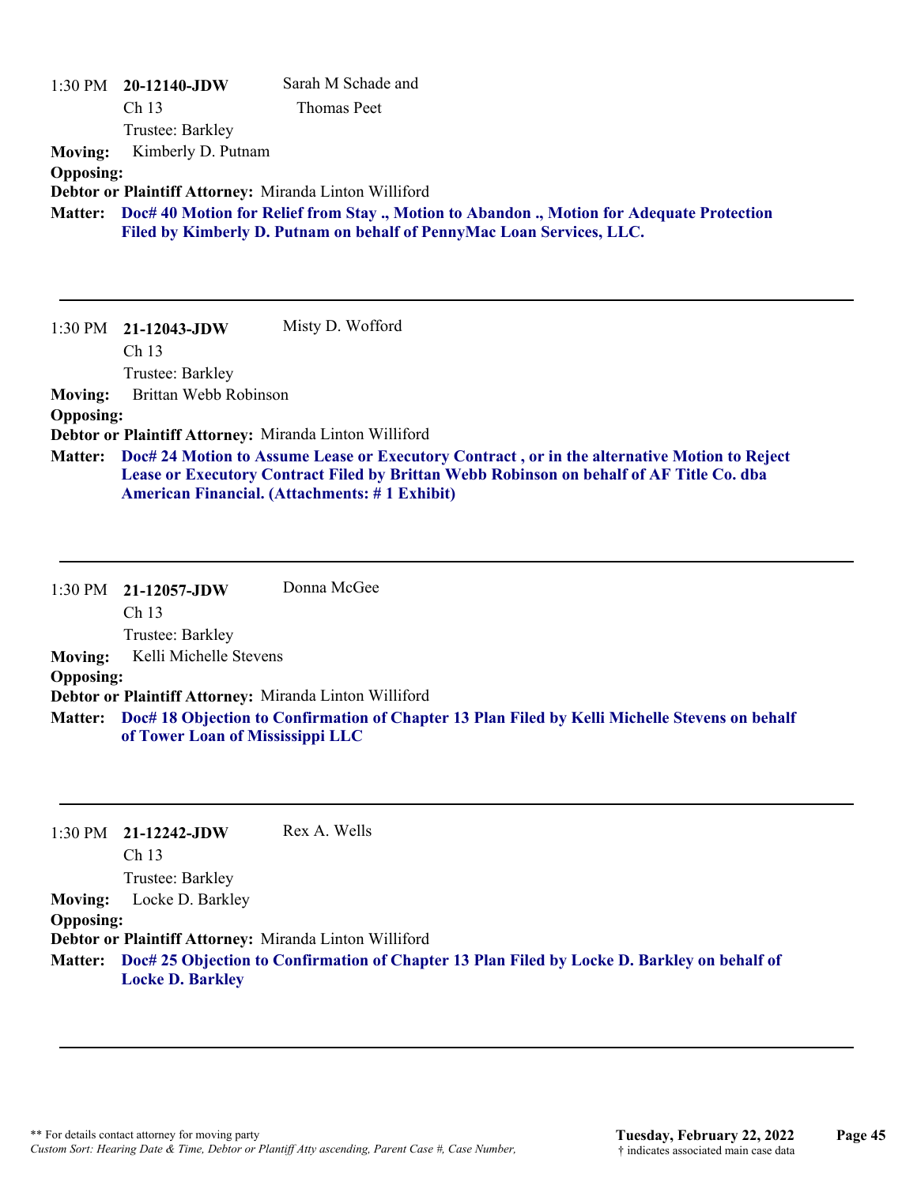1:30 PM **20-12140-JDW** Sarah M Schade and Thomas Peet
Ch 13
Trustee: Barkley

**Moving:** Kimberly D. Putnam
**Opposing:**
**Debtor or Plaintiff Attorney:** Miranda Linton Williford
**Matter:** **Doc# 40 Motion for Relief from Stay ., Motion to Abandon ., Motion for Adequate Protection Filed by Kimberly D. Putnam on behalf of PennyMac Loan Services, LLC.**

---

1:30 PM **21-12043-JDW** Misty D. Wofford
Ch 13
Trustee: Barkley

**Moving:** Brittan Webb Robinson
**Opposing:**
**Debtor or Plaintiff Attorney:** Miranda Linton Williford
**Matter:** **Doc# 24 Motion to Assume Lease or Executory Contract , or in the alternative Motion to Reject Lease or Executory Contract Filed by Brittan Webb Robinson on behalf of AF Title Co. dba American Financial. (Attachments: # 1 Exhibit)**

---

1:30 PM **21-12057-JDW** Donna McGee
Ch 13
Trustee: Barkley

**Moving:** Kelli Michelle Stevens
**Opposing:**
**Debtor or Plaintiff Attorney:** Miranda Linton Williford
**Matter:** **Doc# 18 Objection to Confirmation of Chapter 13 Plan Filed by Kelli Michelle Stevens on behalf of Tower Loan of Mississippi LLC**

---

1:30 PM **21-12242-JDW** Rex A. Wells
Ch 13
Trustee: Barkley

**Moving:** Locke D. Barkley
**Opposing:**
**Debtor or Plaintiff Attorney:** Miranda Linton Williford
**Matter:** **Doc# 25 Objection to Confirmation of Chapter 13 Plan Filed by Locke D. Barkley on behalf of Locke D. Barkley**

---

** For details contact attorney for moving party
*Custom Sort: Hearing Date & Time, Debtor or Plantiff Atty ascending, Parent Case #, Case Number,*

**Tuesday, February 22, 2022**
† indicates associated main case data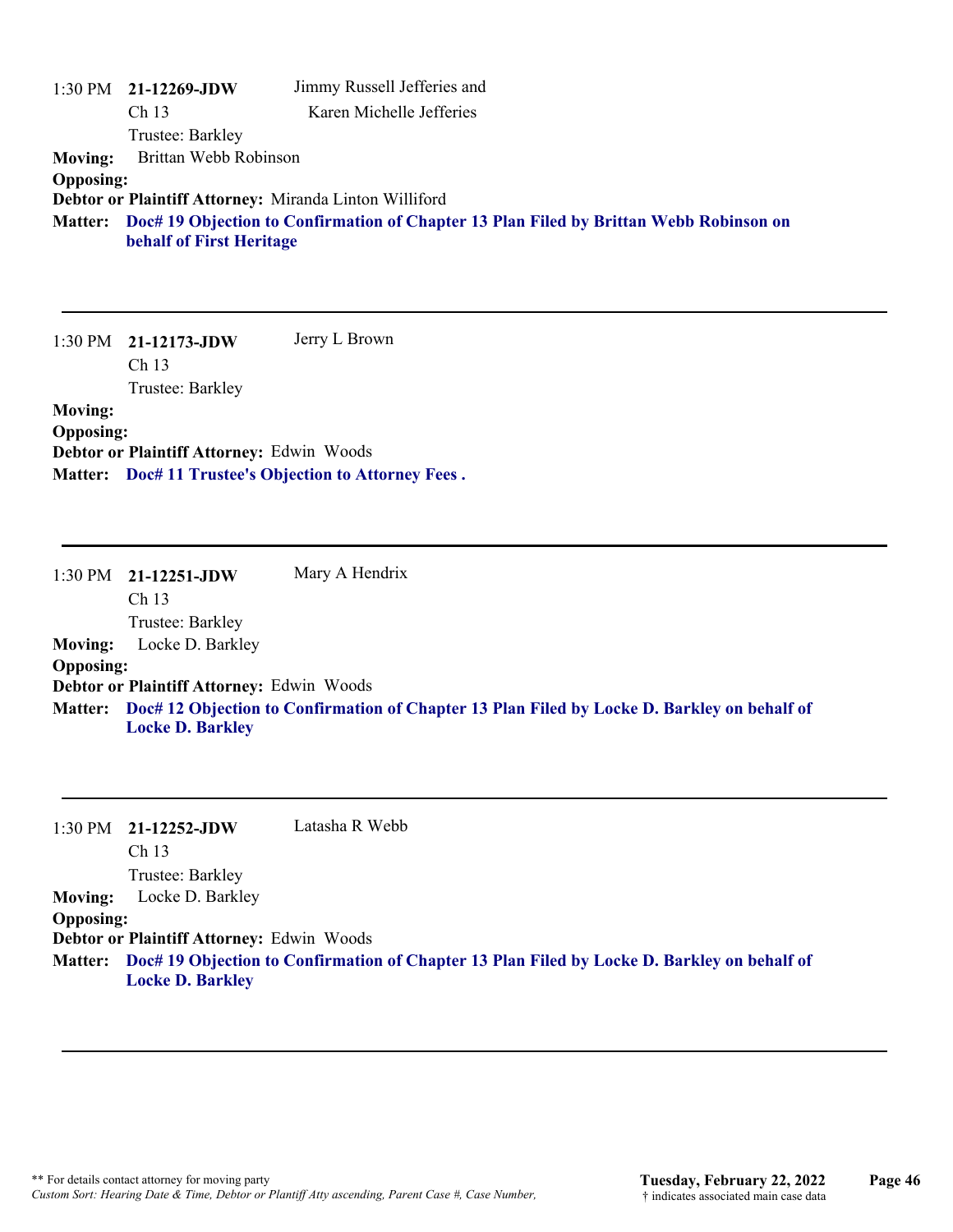1:30 PM **21-12269-JDW** Jimmy Russell Jefferies and Karen Michelle Jefferies
Ch 13
Trustee: Barkley

**Moving:** Brittan Webb Robinson
**Opposing:**
**Debtor or Plaintiff Attorney:** Miranda Linton Williford
**Matter:** **Doc# 19 Objection to Confirmation of Chapter 13 Plan Filed by Brittan Webb Robinson on behalf of First Heritage**

---

1:30 PM **21-12173-JDW** Jerry L Brown
Ch 13
Trustee: Barkley

**Moving:**
**Opposing:**
**Debtor or Plaintiff Attorney:** Edwin Woods
**Matter:** **Doc# 11 Trustee's Objection to Attorney Fees .**

---

1:30 PM **21-12251-JDW** Mary A Hendrix
Ch 13
Trustee: Barkley

**Moving:** Locke D. Barkley
**Opposing:**
**Debtor or Plaintiff Attorney:** Edwin Woods
**Matter:** **Doc# 12 Objection to Confirmation of Chapter 13 Plan Filed by Locke D. Barkley on behalf of Locke D. Barkley**

---

1:30 PM **21-12252-JDW** Latasha R Webb
Ch 13
Trustee: Barkley

**Moving:** Locke D. Barkley
**Opposing:**
**Debtor or Plaintiff Attorney:** Edwin Woods
**Matter:** **Doc# 19 Objection to Confirmation of Chapter 13 Plan Filed by Locke D. Barkley on behalf of Locke D. Barkley**

---

** For details contact attorney for moving party
*Custom Sort: Hearing Date & Time, Debtor or Plantiff Atty ascending, Parent Case #, Case Number,*

**Tuesday, February 22, 2022**
† indicates associated main case data